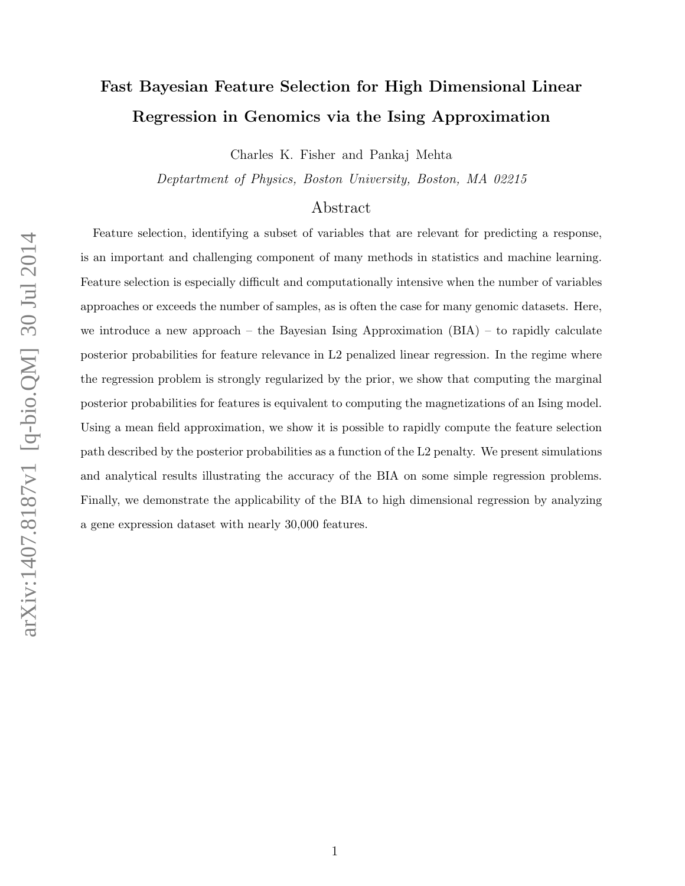# Fast Bayesian Feature Selection for High Dimensional Linear Regression in Genomics via the Ising Approximation

Charles K. Fisher and Pankaj Mehta

*Deptartment of Physics, Boston University, Boston, MA 02215*

## Abstract

Feature selection, identifying a subset of variables that are relevant for predicting a response, is an important and challenging component of many methods in statistics and machine learning. Feature selection is especially difficult and computationally intensive when the number of variables approaches or exceeds the number of samples, as is often the case for many genomic datasets. Here, we introduce a new approach – the Bayesian Ising Approximation (BIA) – to rapidly calculate posterior probabilities for feature relevance in L2 penalized linear regression. In the regime where the regression problem is strongly regularized by the prior, we show that computing the marginal posterior probabilities for features is equivalent to computing the magnetizations of an Ising model. Using a mean field approximation, we show it is possible to rapidly compute the feature selection path described by the posterior probabilities as a function of the L2 penalty. We present simulations and analytical results illustrating the accuracy of the BIA on some simple regression problems. Finally, we demonstrate the applicability of the BIA to high dimensional regression by analyzing a gene expression dataset with nearly 30,000 features.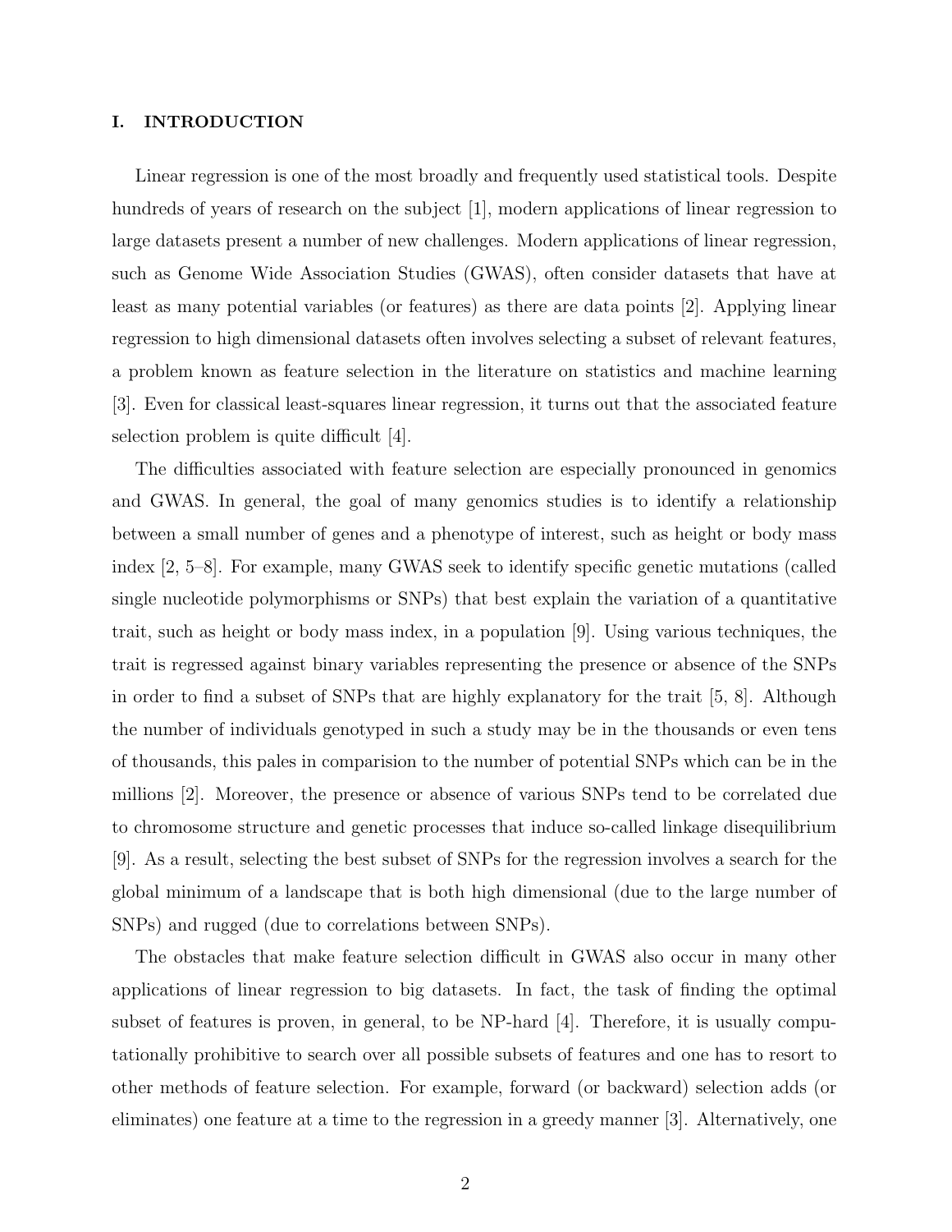## I. INTRODUCTION

Linear regression is one of the most broadly and frequently used statistical tools. Despite hundreds of years of research on the subject [1], modern applications of linear regression to large datasets present a number of new challenges. Modern applications of linear regression, such as Genome Wide Association Studies (GWAS), often consider datasets that have at least as many potential variables (or features) as there are data points [2]. Applying linear regression to high dimensional datasets often involves selecting a subset of relevant features, a problem known as feature selection in the literature on statistics and machine learning [3]. Even for classical least-squares linear regression, it turns out that the associated feature selection problem is quite difficult [4].

The difficulties associated with feature selection are especially pronounced in genomics and GWAS. In general, the goal of many genomics studies is to identify a relationship between a small number of genes and a phenotype of interest, such as height or body mass index [2, 5–8]. For example, many GWAS seek to identify specific genetic mutations (called single nucleotide polymorphisms or SNPs) that best explain the variation of a quantitative trait, such as height or body mass index, in a population [9]. Using various techniques, the trait is regressed against binary variables representing the presence or absence of the SNPs in order to find a subset of SNPs that are highly explanatory for the trait [5, 8]. Although the number of individuals genotyped in such a study may be in the thousands or even tens of thousands, this pales in comparision to the number of potential SNPs which can be in the millions [2]. Moreover, the presence or absence of various SNPs tend to be correlated due to chromosome structure and genetic processes that induce so-called linkage disequilibrium [9]. As a result, selecting the best subset of SNPs for the regression involves a search for the global minimum of a landscape that is both high dimensional (due to the large number of SNPs) and rugged (due to correlations between SNPs).

The obstacles that make feature selection difficult in GWAS also occur in many other applications of linear regression to big datasets. In fact, the task of finding the optimal subset of features is proven, in general, to be NP-hard [4]. Therefore, it is usually computationally prohibitive to search over all possible subsets of features and one has to resort to other methods of feature selection. For example, forward (or backward) selection adds (or eliminates) one feature at a time to the regression in a greedy manner [3]. Alternatively, one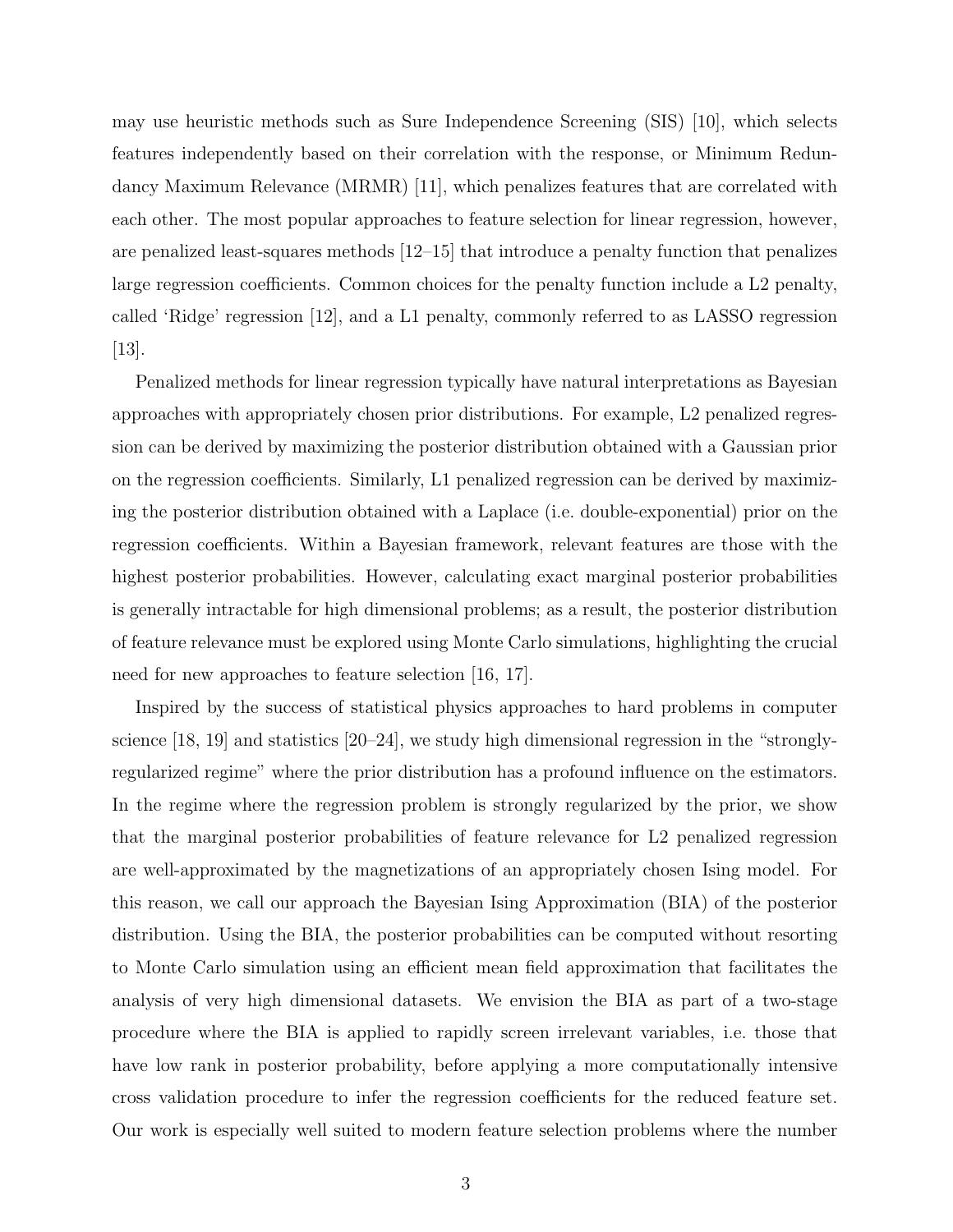may use heuristic methods such as Sure Independence Screening (SIS) [10], which selects features independently based on their correlation with the response, or Minimum Redundancy Maximum Relevance (MRMR) [11], which penalizes features that are correlated with each other. The most popular approaches to feature selection for linear regression, however, are penalized least-squares methods [12–15] that introduce a penalty function that penalizes large regression coefficients. Common choices for the penalty function include a L2 penalty, called 'Ridge' regression [12], and a L1 penalty, commonly referred to as LASSO regression [13].

Penalized methods for linear regression typically have natural interpretations as Bayesian approaches with appropriately chosen prior distributions. For example, L2 penalized regression can be derived by maximizing the posterior distribution obtained with a Gaussian prior on the regression coefficients. Similarly, L1 penalized regression can be derived by maximizing the posterior distribution obtained with a Laplace (i.e. double-exponential) prior on the regression coefficients. Within a Bayesian framework, relevant features are those with the highest posterior probabilities. However, calculating exact marginal posterior probabilities is generally intractable for high dimensional problems; as a result, the posterior distribution of feature relevance must be explored using Monte Carlo simulations, highlighting the crucial need for new approaches to feature selection [16, 17].

Inspired by the success of statistical physics approaches to hard problems in computer science [18, 19] and statistics [20–24], we study high dimensional regression in the "strongly-regularized regime" where the prior distribution has a profound influence on the estimators. In the regime where the regression problem is strongly regularized by the prior, we show that the marginal posterior probabilities of feature relevance for L2 penalized regression are well-approximated by the magnetizations of an appropriately chosen Ising model. For this reason, we call our approach the Bayesian Ising Approximation (BIA) of the posterior distribution. Using the BIA, the posterior probabilities can be computed without resorting to Monte Carlo simulation using an efficient mean field approximation that facilitates the analysis of very high dimensional datasets. We envision the BIA as part of a two-stage procedure where the BIA is applied to rapidly screen irrelevant variables, i.e. those that have low rank in posterior probability, before applying a more computationally intensive cross validation procedure to infer the regression coefficients for the reduced feature set. Our work is especially well suited to modern feature selection problems where the number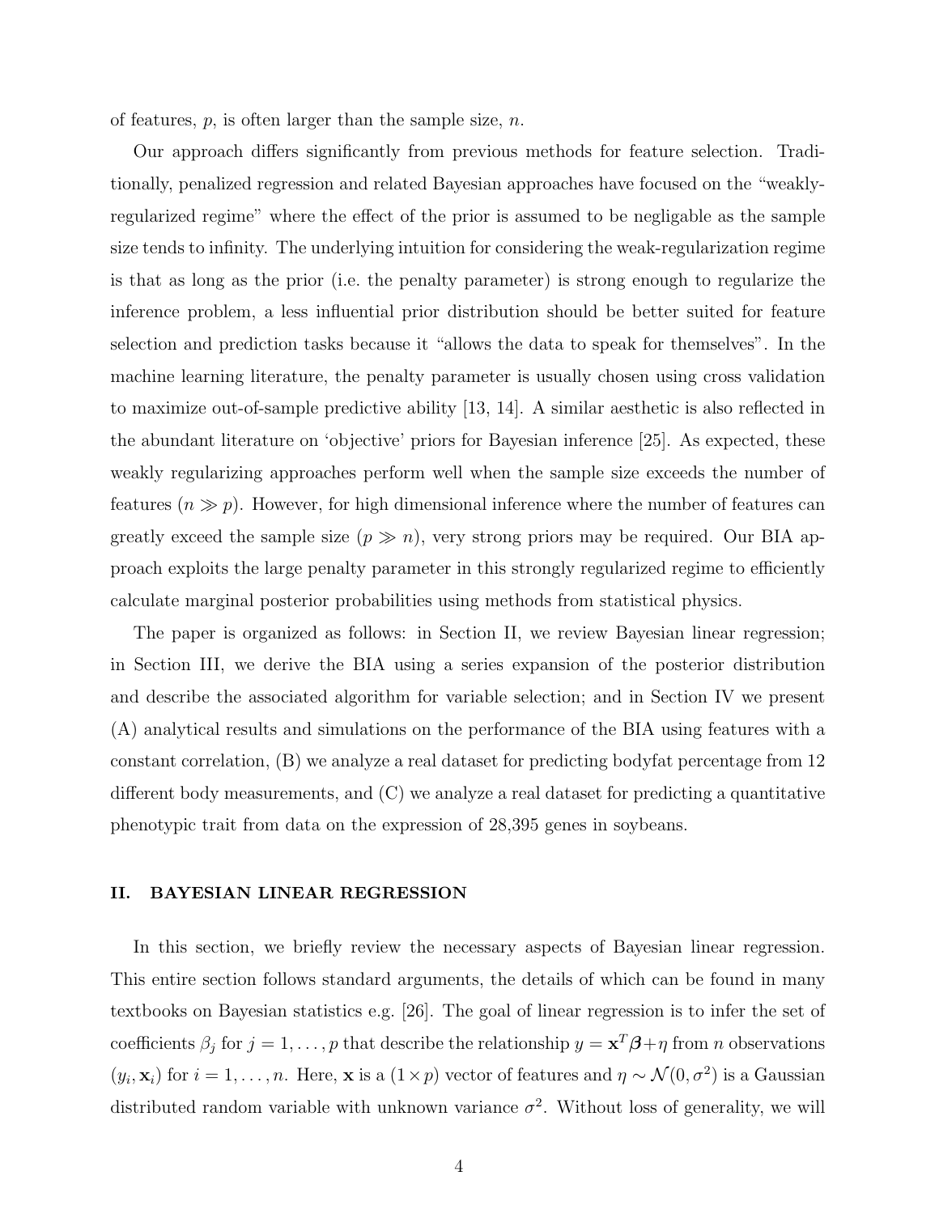of features, $p$, is often larger than the sample size, $n$.

Our approach differs significantly from previous methods for feature selection. Traditionally, penalized regression and related Bayesian approaches have focused on the "weakly-regularized regime" where the effect of the prior is assumed to be negligable as the sample size tends to infinity. The underlying intuition for considering the weak-regularization regime is that as long as the prior (i.e. the penalty parameter) is strong enough to regularize the inference problem, a less influential prior distribution should be better suited for feature selection and prediction tasks because it "allows the data to speak for themselves". In the machine learning literature, the penalty parameter is usually chosen using cross validation to maximize out-of-sample predictive ability [13, 14]. A similar aesthetic is also reflected in the abundant literature on 'objective' priors for Bayesian inference [25]. As expected, these weakly regularizing approaches perform well when the sample size exceeds the number of features ($n \gg p$). However, for high dimensional inference where the number of features can greatly exceed the sample size ($p \gg n$), very strong priors may be required. Our BIA approach exploits the large penalty parameter in this strongly regularized regime to efficiently calculate marginal posterior probabilities using methods from statistical physics.

The paper is organized as follows: in Section II, we review Bayesian linear regression; in Section III, we derive the BIA using a series expansion of the posterior distribution and describe the associated algorithm for variable selection; and in Section IV we present (A) analytical results and simulations on the performance of the BIA using features with a constant correlation, (B) we analyze a real dataset for predicting bodyfat percentage from 12 different body measurements, and (C) we analyze a real dataset for predicting a quantitative phenotypic trait from data on the expression of 28,395 genes in soybeans.

## II. BAYESIAN LINEAR REGRESSION

In this section, we briefly review the necessary aspects of Bayesian linear regression. This entire section follows standard arguments, the details of which can be found in many textbooks on Bayesian statistics e.g. [26]. The goal of linear regression is to infer the set of coefficients $\beta_j$ for $j = 1, \ldots, p$ that describe the relationship $y = \mathbf{x}^T \boldsymbol{\beta} + \eta$ from $n$ observations $(y_i, \mathbf{x}_i)$ for $i = 1, \ldots, n$. Here, $\mathbf{x}$ is a $(1 \times p)$ vector of features and $\eta \sim \mathcal{N}(0, \sigma^2)$ is a Gaussian distributed random variable with unknown variance $\sigma^2$. Without loss of generality, we will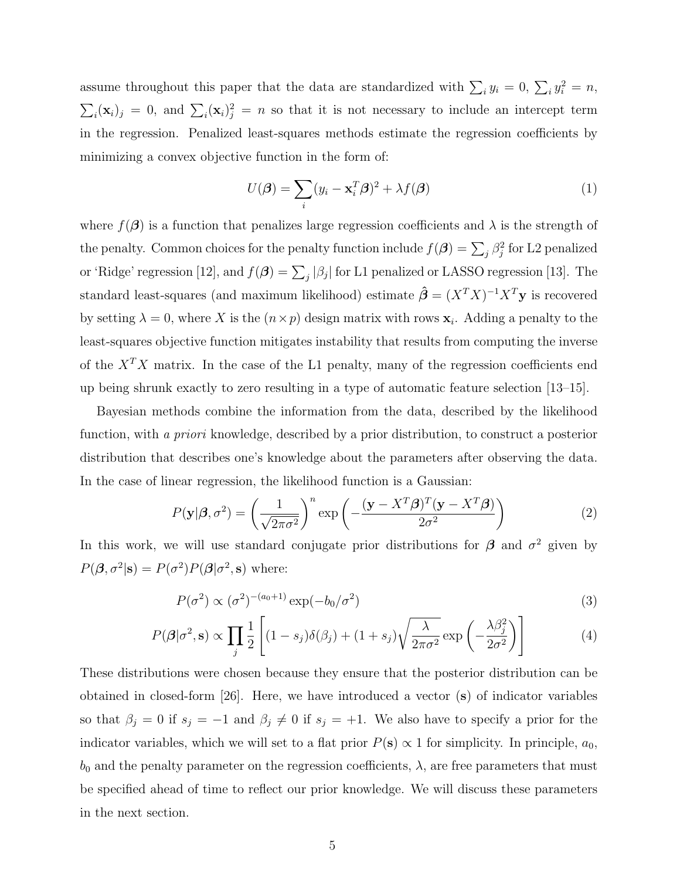assume throughout this paper that the data are standardized with $\sum_i y_i = 0$, $\sum_i y_i^2 = n$, $\sum_i (\mathbf{x}_i)_j = 0$, and $\sum_i (\mathbf{x}_i)_j^2 = n$ so that it is not necessary to include an intercept term in the regression. Penalized least-squares methods estimate the regression coefficients by minimizing a convex objective function in the form of:

$$U(\boldsymbol{\beta}) = \sum_i (y_i - \mathbf{x}_i^T \boldsymbol{\beta})^2 + \lambda f(\boldsymbol{\beta}) \tag{1}$$

where $f(\boldsymbol{\beta})$ is a function that penalizes large regression coefficients and $\lambda$ is the strength of the penalty. Common choices for the penalty function include $f(\boldsymbol{\beta}) = \sum_j \beta_j^2$ for L2 penalized or 'Ridge' regression [12], and $f(\boldsymbol{\beta}) = \sum_j |\beta_j|$ for L1 penalized or LASSO regression [13]. The standard least-squares (and maximum likelihood) estimate $\hat{\boldsymbol{\beta}} = (X^T X)^{-1} X^T \mathbf{y}$ is recovered by setting $\lambda = 0$, where $X$ is the $(n \times p)$ design matrix with rows $\mathbf{x}_i$. Adding a penalty to the least-squares objective function mitigates instability that results from computing the inverse of the $X^T X$ matrix. In the case of the L1 penalty, many of the regression coefficients end up being shrunk exactly to zero resulting in a type of automatic feature selection [13–15].

Bayesian methods combine the information from the data, described by the likelihood function, with *a priori* knowledge, described by a prior distribution, to construct a posterior distribution that describes one's knowledge about the parameters after observing the data. In the case of linear regression, the likelihood function is a Gaussian:

$$P(\mathbf{y}|\boldsymbol{\beta}, \sigma^2) = \left( \frac{1}{\sqrt{2\pi\sigma^2}} \right)^n \exp\left( -\frac{(\mathbf{y} - X^T \boldsymbol{\beta})^T (\mathbf{y} - X^T \boldsymbol{\beta})}{2\sigma^2} \right) \tag{2}$$

In this work, we will use standard conjugate prior distributions for $\boldsymbol{\beta}$ and $\sigma^2$ given by $P(\boldsymbol{\beta}, \sigma^2|\mathbf{s}) = P(\sigma^2) P(\boldsymbol{\beta}|\sigma^2, \mathbf{s})$ where:

$$P(\sigma^2) \propto (\sigma^2)^{-(a_0+1)} \exp(-b_0/\sigma^2) \tag{3}$$

$$P(\boldsymbol{\beta}|\sigma^2, \mathbf{s}) \propto \prod_j \frac{1}{2} \left[ (1 - s_j)\delta(\beta_j) + (1 + s_j) \sqrt{\frac{\lambda}{2\pi\sigma^2}} \exp\left( -\frac{\lambda \beta_j^2}{2\sigma^2} \right) \right] \tag{4}$$

These distributions were chosen because they ensure that the posterior distribution can be obtained in closed-form [26]. Here, we have introduced a vector ($\mathbf{s}$) of indicator variables so that $\beta_j = 0$ if $s_j = -1$ and $\beta_j \neq 0$ if $s_j = +1$. We also have to specify a prior for the indicator variables, which we will set to a flat prior $P(\mathbf{s}) \propto 1$ for simplicity. In principle, $a_0$, $b_0$ and the penalty parameter on the regression coefficients, $\lambda$, are free parameters that must be specified ahead of time to reflect our prior knowledge. We will discuss these parameters in the next section.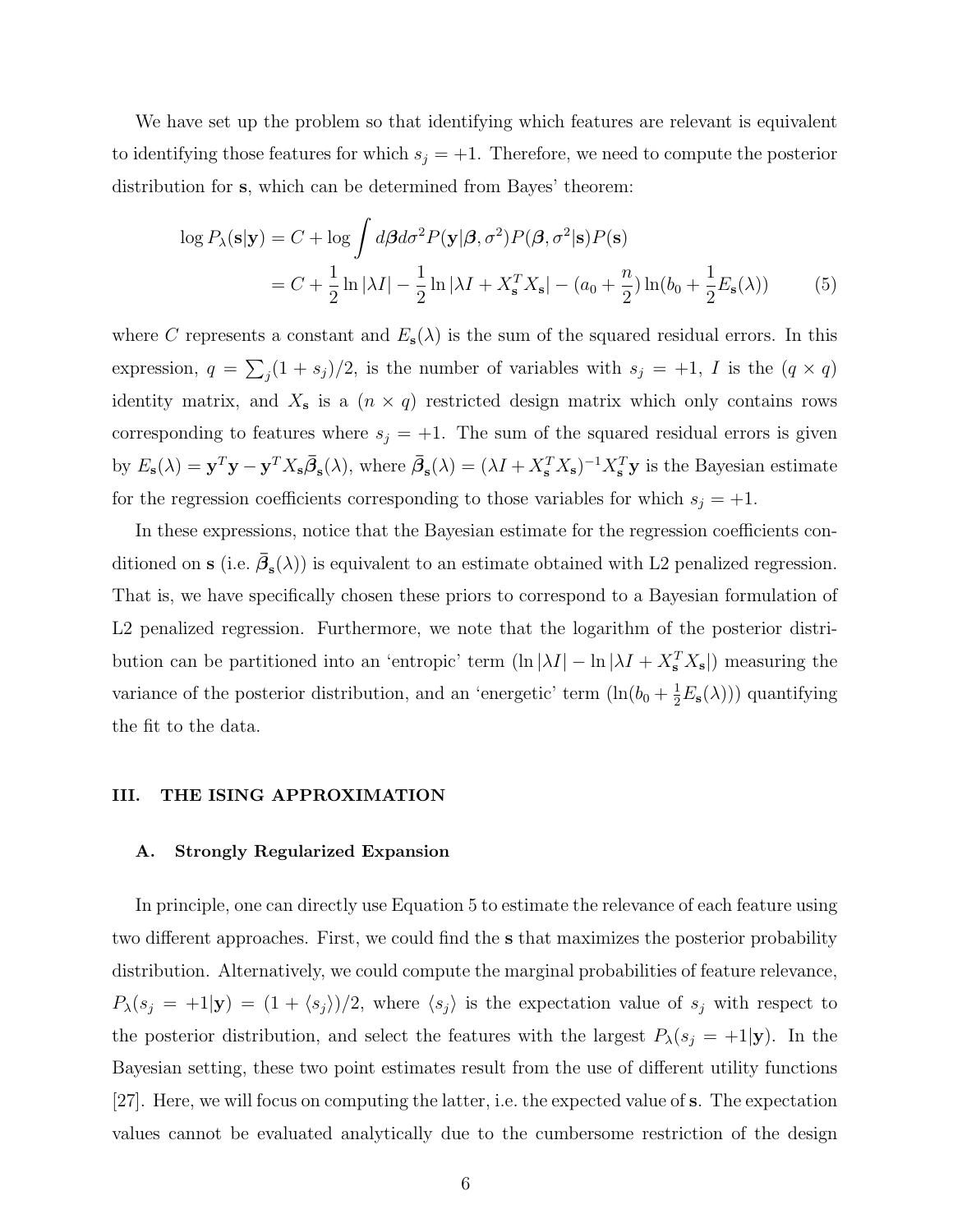We have set up the problem so that identifying which features are relevant is equivalent to identifying those features for which $s_j = +1$. Therefore, we need to compute the posterior distribution for $\mathbf{s}$, which can be determined from Bayes' theorem:

$$
\begin{aligned}
\log P_\lambda(\mathbf{s}|\mathbf{y}) &= C + \log \int d\boldsymbol{\beta} d\sigma^2 P(\mathbf{y}|\boldsymbol{\beta}, \sigma^2) P(\boldsymbol{\beta}, \sigma^2|\mathbf{s}) P(\mathbf{s}) \\
&= C + \frac{1}{2} \ln |\lambda I| - \frac{1}{2} \ln |\lambda I + X_{\mathbf{s}}^T X_{\mathbf{s}}| - (a_0 + \frac{n}{2}) \ln(b_0 + \frac{1}{2} E_{\mathbf{s}}(\lambda))
\end{aligned} \tag{5}
$$

where $C$ represents a constant and $E_{\mathbf{s}}(\lambda)$ is the sum of the squared residual errors. In this expression, $q = \sum_j (1 + s_j)/2$, is the number of variables with $s_j = +1$, $I$ is the $(q \times q)$ identity matrix, and $X_{\mathbf{s}}$ is a $(n \times q)$ restricted design matrix which only contains rows corresponding to features where $s_j = +1$. The sum of the squared residual errors is given by $E_{\mathbf{s}}(\lambda) = \mathbf{y}^T \mathbf{y} - \mathbf{y}^T X_{\mathbf{s}} \bar{\boldsymbol{\beta}}_{\mathbf{s}}(\lambda)$, where $\bar{\boldsymbol{\beta}}_{\mathbf{s}}(\lambda) = (\lambda I + X_{\mathbf{s}}^T X_{\mathbf{s}})^{-1} X_{\mathbf{s}}^T \mathbf{y}$ is the Bayesian estimate for the regression coefficients corresponding to those variables for which $s_j = +1$.

In these expressions, notice that the Bayesian estimate for the regression coefficients conditioned on $\mathbf{s}$ (i.e. $\bar{\boldsymbol{\beta}}_{\mathbf{s}}(\lambda)$) is equivalent to an estimate obtained with L2 penalized regression. That is, we have specifically chosen these priors to correspond to a Bayesian formulation of L2 penalized regression. Furthermore, we note that the logarithm of the posterior distribution can be partitioned into an 'entropic' term ($\ln |\lambda I| - \ln |\lambda I + X_{\mathbf{s}}^T X_{\mathbf{s}}|$) measuring the variance of the posterior distribution, and an 'energetic' term ($\ln(b_0 + \frac{1}{2} E_{\mathbf{s}}(\lambda))$) quantifying the fit to the data.

## III. THE ISING APPROXIMATION

### A. Strongly Regularized Expansion

In principle, one can directly use Equation 5 to estimate the relevance of each feature using two different approaches. First, we could find the $\mathbf{s}$ that maximizes the posterior probability distribution. Alternatively, we could compute the marginal probabilities of feature relevance, $P_\lambda(s_j = +1|\mathbf{y}) = (1 + \langle s_j \rangle)/2$, where $\langle s_j \rangle$ is the expectation value of $s_j$ with respect to the posterior distribution, and select the features with the largest $P_\lambda(s_j = +1|\mathbf{y})$. In the Bayesian setting, these two point estimates result from the use of different utility functions [27]. Here, we will focus on computing the latter, i.e. the expected value of $\mathbf{s}$. The expectation values cannot be evaluated analytically due to the cumbersome restriction of the design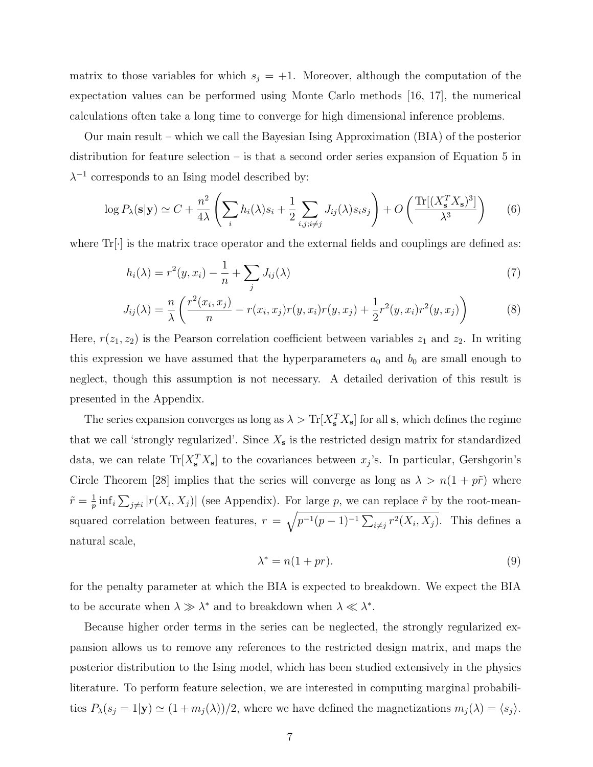matrix to those variables for which $s_j = +1$. Moreover, although the computation of the expectation values can be performed using Monte Carlo methods [16, 17], the numerical calculations often take a long time to converge for high dimensional inference problems.

Our main result – which we call the Bayesian Ising Approximation (BIA) of the posterior distribution for feature selection – is that a second order series expansion of Equation 5 in $\lambda^{-1}$ corresponds to an Ising model described by:

$$\log P_\lambda(\mathbf{s}|\mathbf{y}) \simeq C + \frac{n^2}{4\lambda}\left(\sum_i h_i(\lambda) s_i + \frac{1}{2}\sum_{i,j;i\neq j} J_{ij}(\lambda) s_i s_j\right) + O\left(\frac{\mathrm{Tr}[(X_{\mathbf{s}}^T X_{\mathbf{s}})^3]}{\lambda^3}\right) \tag{6}$$

where $\mathrm{Tr}[\cdot]$ is the matrix trace operator and the external fields and couplings are defined as:

$$h_i(\lambda) = r^2(y, x_i) - \frac{1}{n} + \sum_j J_{ij}(\lambda) \tag{7}$$

$$J_{ij}(\lambda) = \frac{n}{\lambda}\left(\frac{r^2(x_i, x_j)}{n} - r(x_i, x_j) r(y, x_i) r(y, x_j) + \frac{1}{2} r^2(y, x_i) r^2(y, x_j)\right) \tag{8}$$

Here, $r(z_1, z_2)$ is the Pearson correlation coefficient between variables $z_1$ and $z_2$. In writing this expression we have assumed that the hyperparameters $a_0$ and $b_0$ are small enough to neglect, though this assumption is not necessary. A detailed derivation of this result is presented in the Appendix.

The series expansion converges as long as $\lambda > \mathrm{Tr}[X_{\mathbf{s}}^T X_{\mathbf{s}}]$ for all $\mathbf{s}$, which defines the regime that we call 'strongly regularized'. Since $X_{\mathbf{s}}$ is the restricted design matrix for standardized data, we can relate $\mathrm{Tr}[X_{\mathbf{s}}^T X_{\mathbf{s}}]$ to the covariances between $x_j$'s. In particular, Gershgorin's Circle Theorem [28] implies that the series will converge as long as $\lambda > n(1 + p\tilde{r})$ where $\tilde{r} = \frac{1}{p}\inf_i \sum_{j\neq i} |r(X_i, X_j)|$ (see Appendix). For large $p$, we can replace $\tilde{r}$ by the root-mean-squared correlation between features, $r = \sqrt{p^{-1}(p-1)^{-1}\sum_{i\neq j} r^2(X_i, X_j)}$. This defines a natural scale,

$$\lambda^* = n(1 + pr). \tag{9}$$

for the penalty parameter at which the BIA is expected to breakdown. We expect the BIA to be accurate when $\lambda \gg \lambda^*$ and to breakdown when $\lambda \ll \lambda^*$.

Because higher order terms in the series can be neglected, the strongly regularized expansion allows us to remove any references to the restricted design matrix, and maps the posterior distribution to the Ising model, which has been studied extensively in the physics literature. To perform feature selection, we are interested in computing marginal probabilities $P_\lambda(s_j = 1|\mathbf{y}) \simeq (1 + m_j(\lambda))/2$, where we have defined the magnetizations $m_j(\lambda) = \langle s_j \rangle$.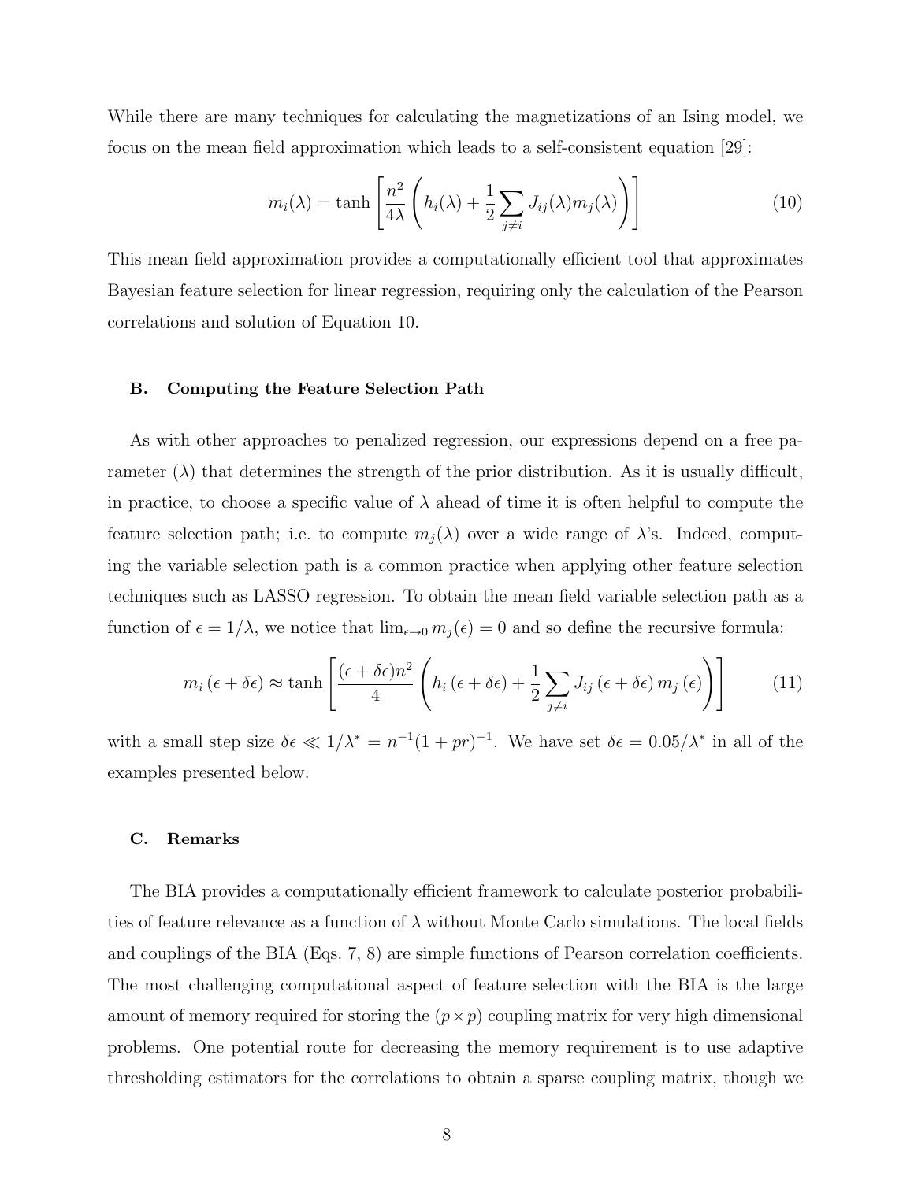While there are many techniques for calculating the magnetizations of an Ising model, we focus on the mean field approximation which leads to a self-consistent equation [29]:

$$m_i(\lambda) = \tanh\left[\frac{n^2}{4\lambda}\left(h_i(\lambda) + \frac{1}{2}\sum_{j\neq i} J_{ij}(\lambda) m_j(\lambda)\right)\right] \tag{10}$$

This mean field approximation provides a computationally efficient tool that approximates Bayesian feature selection for linear regression, requiring only the calculation of the Pearson correlations and solution of Equation 10.

### B. Computing the Feature Selection Path

As with other approaches to penalized regression, our expressions depend on a free parameter ($\lambda$) that determines the strength of the prior distribution. As it is usually difficult, in practice, to choose a specific value of $\lambda$ ahead of time it is often helpful to compute the feature selection path; i.e. to compute $m_j(\lambda)$ over a wide range of $\lambda$'s. Indeed, computing the variable selection path is a common practice when applying other feature selection techniques such as LASSO regression. To obtain the mean field variable selection path as a function of $\epsilon = 1/\lambda$, we notice that $\lim_{\epsilon \to 0} m_j(\epsilon) = 0$ and so define the recursive formula:

$$m_i(\epsilon + \delta\epsilon) \approx \tanh\left[\frac{(\epsilon + \delta\epsilon)n^2}{4}\left(h_i(\epsilon + \delta\epsilon) + \frac{1}{2}\sum_{j\neq i} J_{ij}(\epsilon + \delta\epsilon) m_j(\epsilon)\right)\right] \tag{11}$$

with a small step size $\delta\epsilon \ll 1/\lambda^* = n^{-1}(1 + pr)^{-1}$. We have set $\delta\epsilon = 0.05/\lambda^*$ in all of the examples presented below.

### C. Remarks

The BIA provides a computationally efficient framework to calculate posterior probabilities of feature relevance as a function of $\lambda$ without Monte Carlo simulations. The local fields and couplings of the BIA (Eqs. 7, 8) are simple functions of Pearson correlation coefficients. The most challenging computational aspect of feature selection with the BIA is the large amount of memory required for storing the $(p \times p)$ coupling matrix for very high dimensional problems. One potential route for decreasing the memory requirement is to use adaptive thresholding estimators for the correlations to obtain a sparse coupling matrix, though we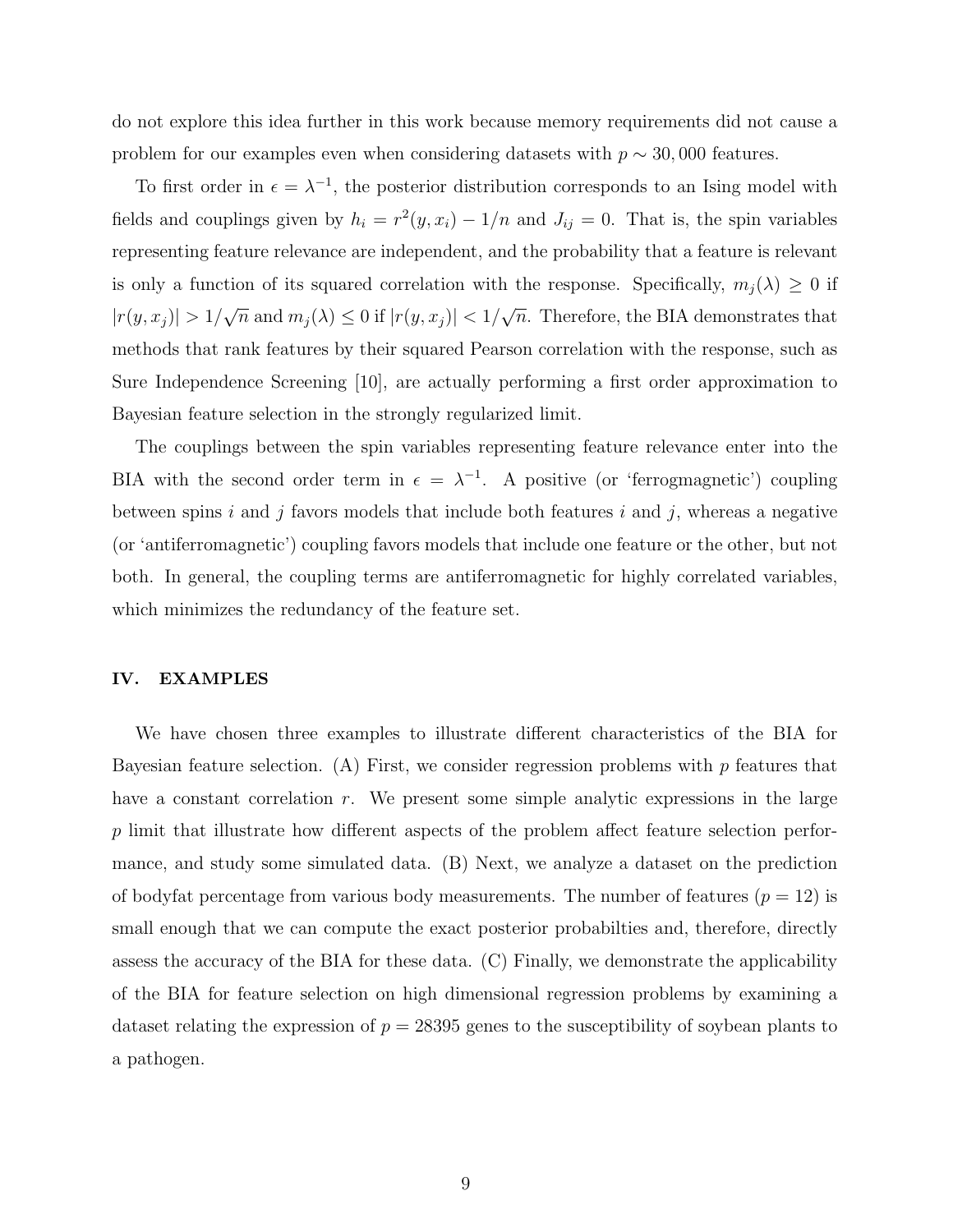do not explore this idea further in this work because memory requirements did not cause a problem for our examples even when considering datasets with $p \sim 30,000$ features.

To first order in $\epsilon = \lambda^{-1}$, the posterior distribution corresponds to an Ising model with fields and couplings given by $h_i = r^2(y, x_i) - 1/n$ and $J_{ij} = 0$. That is, the spin variables representing feature relevance are independent, and the probability that a feature is relevant is only a function of its squared correlation with the response. Specifically, $m_j(\lambda) \geq 0$ if $|r(y, x_j)| > 1/\sqrt{n}$ and $m_j(\lambda) \leq 0$ if $|r(y, x_j)| < 1/\sqrt{n}$. Therefore, the BIA demonstrates that methods that rank features by their squared Pearson correlation with the response, such as Sure Independence Screening [10], are actually performing a first order approximation to Bayesian feature selection in the strongly regularized limit.

The couplings between the spin variables representing feature relevance enter into the BIA with the second order term in $\epsilon = \lambda^{-1}$. A positive (or 'ferrogmagnetic') coupling between spins $i$ and $j$ favors models that include both features $i$ and $j$, whereas a negative (or 'antiferromagnetic') coupling favors models that include one feature or the other, but not both. In general, the coupling terms are antiferromagnetic for highly correlated variables, which minimizes the redundancy of the feature set.

## IV. EXAMPLES

We have chosen three examples to illustrate different characteristics of the BIA for Bayesian feature selection. (A) First, we consider regression problems with $p$ features that have a constant correlation $r$. We present some simple analytic expressions in the large $p$ limit that illustrate how different aspects of the problem affect feature selection performance, and study some simulated data. (B) Next, we analyze a dataset on the prediction of bodyfat percentage from various body measurements. The number of features ($p = 12$) is small enough that we can compute the exact posterior probabilties and, therefore, directly assess the accuracy of the BIA for these data. (C) Finally, we demonstrate the applicability of the BIA for feature selection on high dimensional regression problems by examining a dataset relating the expression of $p = 28395$ genes to the susceptibility of soybean plants to a pathogen.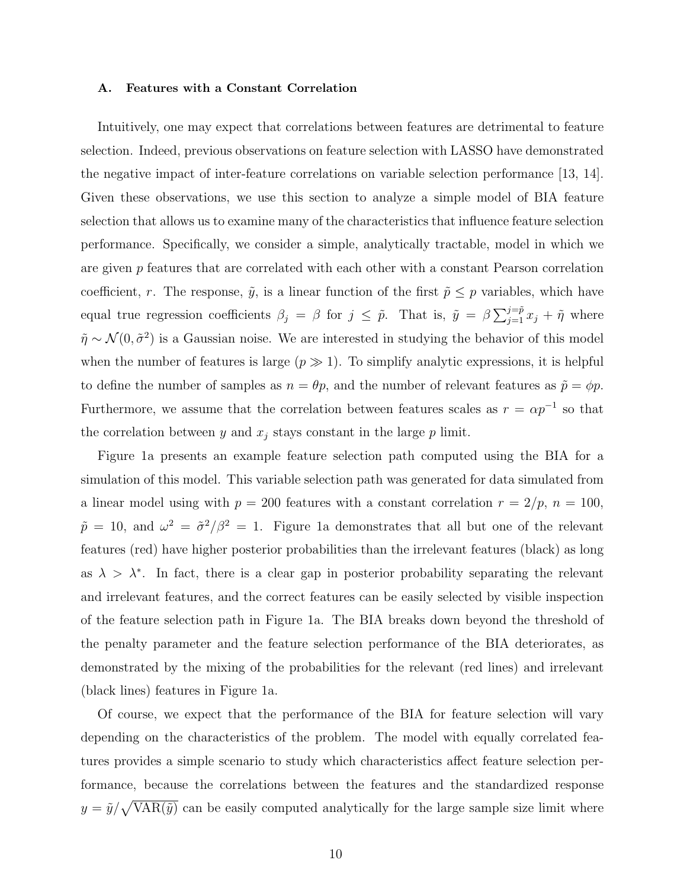### A. Features with a Constant Correlation

Intuitively, one may expect that correlations between features are detrimental to feature selection. Indeed, previous observations on feature selection with LASSO have demonstrated the negative impact of inter-feature correlations on variable selection performance [13, 14]. Given these observations, we use this section to analyze a simple model of BIA feature selection that allows us to examine many of the characteristics that influence feature selection performance. Specifically, we consider a simple, analytically tractable, model in which we are given $p$ features that are correlated with each other with a constant Pearson correlation coefficient, $r$. The response, $\tilde{y}$, is a linear function of the first $\tilde{p} \leq p$ variables, which have equal true regression coefficients $\beta_j = \beta$ for $j \leq \tilde{p}$. That is, $\tilde{y} = \beta \sum_{j=1}^{j=\tilde{p}} x_j + \tilde{\eta}$ where $\tilde{\eta} \sim \mathcal{N}(0, \tilde{\sigma}^2)$ is a Gaussian noise. We are interested in studying the behavior of this model when the number of features is large ($p \gg 1$). To simplify analytic expressions, it is helpful to define the number of samples as $n = \theta p$, and the number of relevant features as $\tilde{p} = \phi p$. Furthermore, we assume that the correlation between features scales as $r = \alpha p^{-1}$ so that the correlation between $y$ and $x_j$ stays constant in the large $p$ limit.

Figure 1a presents an example feature selection path computed using the BIA for a simulation of this model. This variable selection path was generated for data simulated from a linear model using with $p = 200$ features with a constant correlation $r = 2/p$, $n = 100$, $\tilde{p} = 10$, and $\omega^2 = \tilde{\sigma}^2/\beta^2 = 1$. Figure 1a demonstrates that all but one of the relevant features (red) have higher posterior probabilities than the irrelevant features (black) as long as $\lambda > \lambda^*$. In fact, there is a clear gap in posterior probability separating the relevant and irrelevant features, and the correct features can be easily selected by visible inspection of the feature selection path in Figure 1a. The BIA breaks down beyond the threshold of the penalty parameter and the feature selection performance of the BIA deteriorates, as demonstrated by the mixing of the probabilities for the relevant (red lines) and irrelevant (black lines) features in Figure 1a.

Of course, we expect that the performance of the BIA for feature selection will vary depending on the characteristics of the problem. The model with equally correlated features provides a simple scenario to study which characteristics affect feature selection performance, because the correlations between the features and the standardized response $y = \tilde{y}/\sqrt{\text{VAR}(\tilde{y})}$ can be easily computed analytically for the large sample size limit where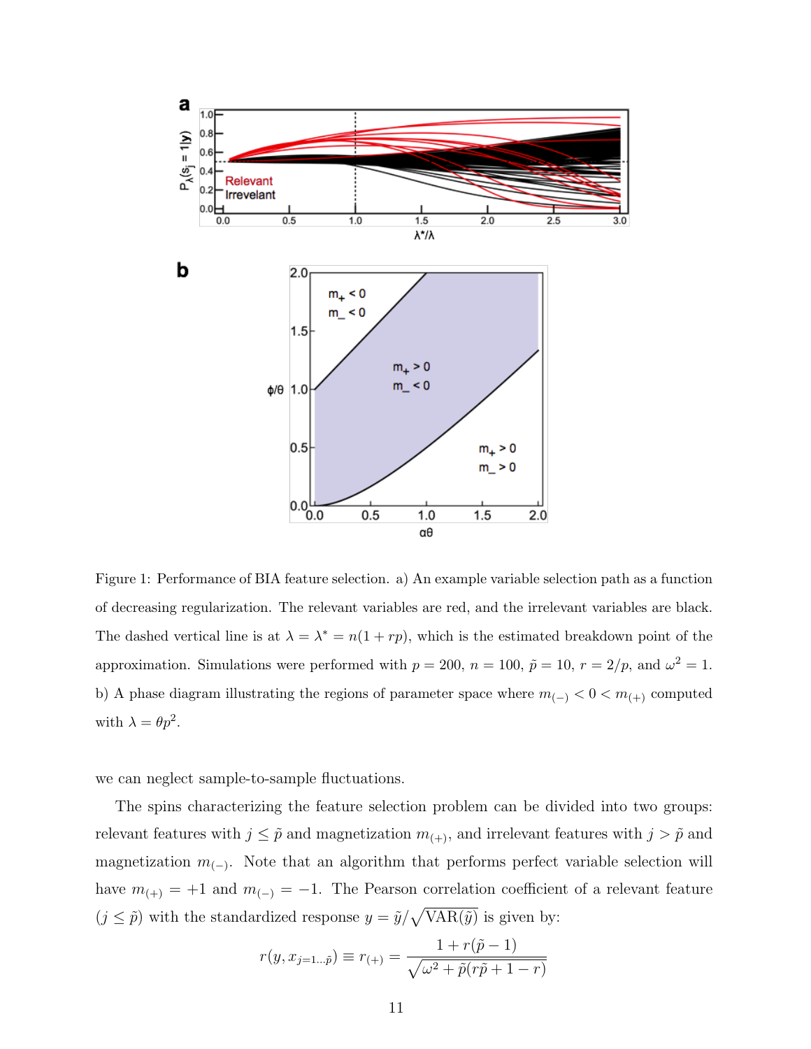Figure 1: Performance of BIA feature selection. a) An example variable selection path as a function of decreasing regularization. The relevant variables are red, and the irrelevant variables are black. The dashed vertical line is at $\lambda = \lambda^* = n(1 + rp)$, which is the estimated breakdown point of the approximation. Simulations were performed with $p = 200$, $n = 100$, $\tilde{p} = 10$, $r = 2/p$, and $\omega^2 = 1$. b) A phase diagram illustrating the regions of parameter space where $m_{(-)} < 0 < m_{(+)}$ computed with $\lambda = \theta p^2$.

we can neglect sample-to-sample fluctuations.

The spins characterizing the feature selection problem can be divided into two groups: relevant features with $j \leq \tilde{p}$ and magnetization $m_{(+)}$, and irrelevant features with $j > \tilde{p}$ and magnetization $m_{(-)}$. Note that an algorithm that performs perfect variable selection will have $m_{(+)} = +1$ and $m_{(-)} = -1$. The Pearson correlation coefficient of a relevant feature ($j \leq \tilde{p}$) with the standardized response $y = \tilde{y}/\sqrt{\mathrm{VAR}(\tilde{y})}$ is given by:

$$r(y, x_{j=1\ldots\tilde{p}}) \equiv r_{(+)} = \frac{1 + r(\tilde{p} - 1)}{\sqrt{\omega^2 + \tilde{p}(r\tilde{p} + 1 - r)}}$$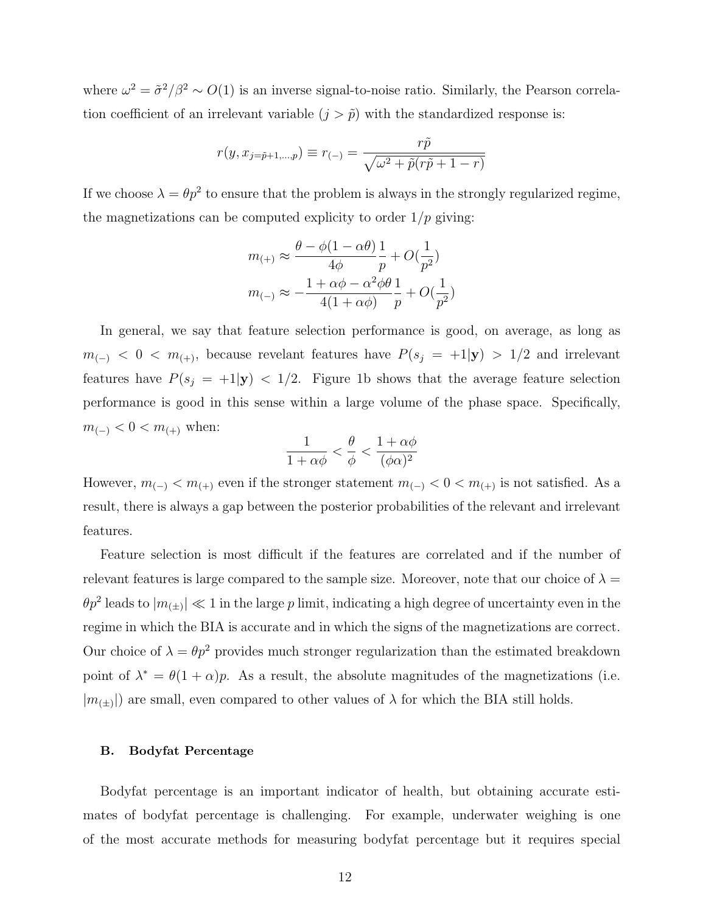where $\omega^2 = \tilde{\sigma}^2/\beta^2 \sim O(1)$ is an inverse signal-to-noise ratio. Similarly, the Pearson correlation coefficient of an irrelevant variable ($j > \tilde{p}$) with the standardized response is:

$$r(y, x_{j=\tilde{p}+1,\dots,p}) \equiv r_{(-)} = \frac{r\tilde{p}}{\sqrt{\omega^2 + \tilde{p}(r\tilde{p} + 1 - r)}}$$

If we choose $\lambda = \theta p^2$ to ensure that the problem is always in the strongly regularized regime, the magnetizations can be computed explicity to order $1/p$ giving:

$$m_{(+)} \approx \frac{\theta - \phi(1 - \alpha\theta)}{4\phi}\frac{1}{p} + O(\frac{1}{p^2})$$

$$m_{(-)} \approx -\frac{1 + \alpha\phi - \alpha^2\phi\theta}{4(1 + \alpha\phi)}\frac{1}{p} + O(\frac{1}{p^2})$$

In general, we say that feature selection performance is good, on average, as long as $m_{(-)} < 0 < m_{(+)}$, because revelant features have $P(s_j = +1|\mathbf{y}) > 1/2$ and irrelevant features have $P(s_j = +1|\mathbf{y}) < 1/2$. Figure 1b shows that the average feature selection performance is good in this sense within a large volume of the phase space. Specifically, $m_{(-)} < 0 < m_{(+)}$ when:

$$\frac{1}{1 + \alpha\phi} < \frac{\theta}{\phi} < \frac{1 + \alpha\phi}{(\phi\alpha)^2}$$

However, $m_{(-)} < m_{(+)}$ even if the stronger statement $m_{(-)} < 0 < m_{(+)}$ is not satisfied. As a result, there is always a gap between the posterior probabilities of the relevant and irrelevant features.

Feature selection is most difficult if the features are correlated and if the number of relevant features is large compared to the sample size. Moreover, note that our choice of $\lambda = \theta p^2$ leads to $|m_{(\pm)}| \ll 1$ in the large $p$ limit, indicating a high degree of uncertainty even in the regime in which the BIA is accurate and in which the signs of the magnetizations are correct. Our choice of $\lambda = \theta p^2$ provides much stronger regularization than the estimated breakdown point of $\lambda^* = \theta(1 + \alpha)p$. As a result, the absolute magnitudes of the magnetizations (i.e. $|m_{(\pm)}|$) are small, even compared to other values of $\lambda$ for which the BIA still holds.

### B. Bodyfat Percentage

Bodyfat percentage is an important indicator of health, but obtaining accurate estimates of bodyfat percentage is challenging. For example, underwater weighing is one of the most accurate methods for measuring bodyfat percentage but it requires special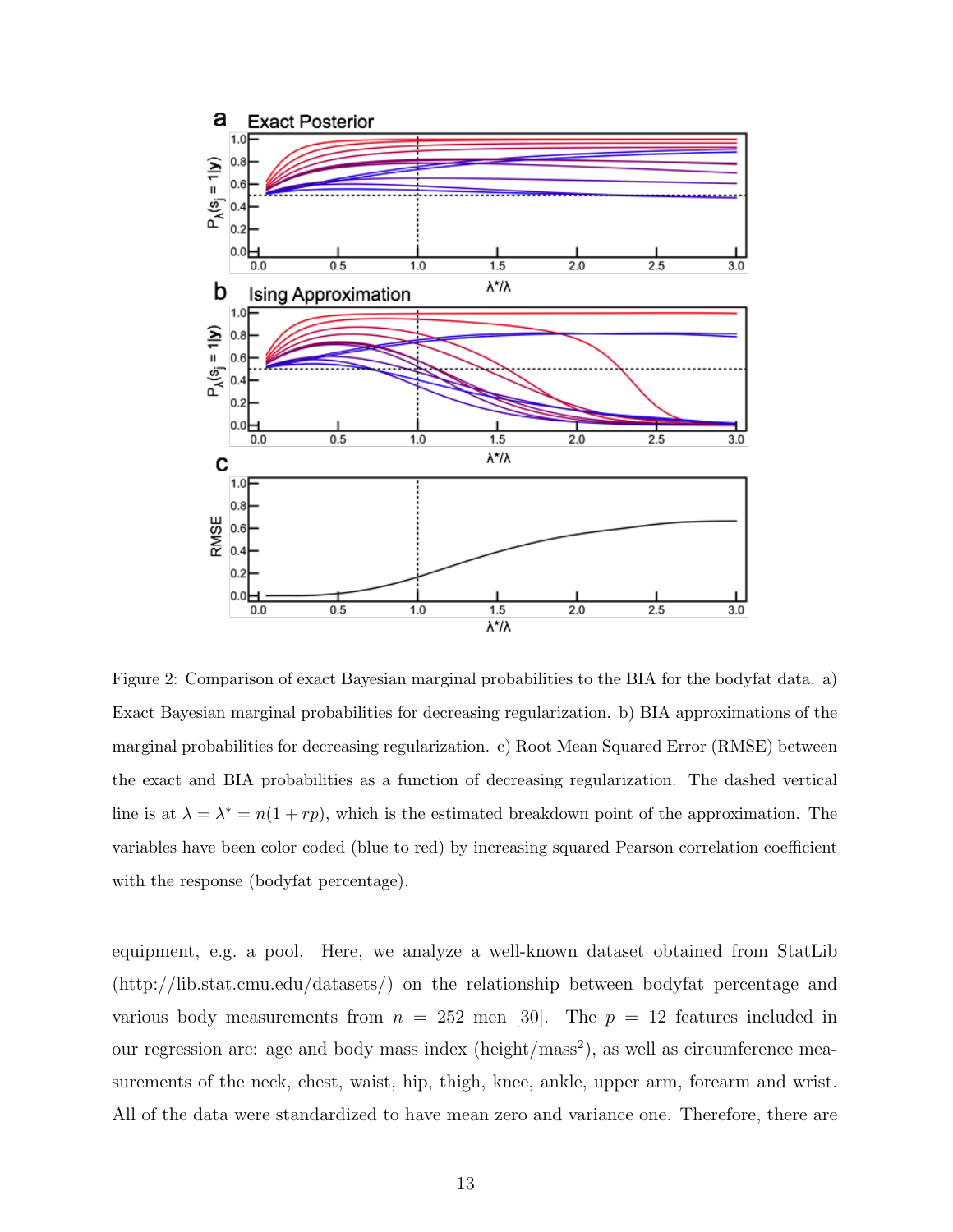Figure 2: Comparison of exact Bayesian marginal probabilities to the BIA for the bodyfat data. a) Exact Bayesian marginal probabilities for decreasing regularization. b) BIA approximations of the marginal probabilities for decreasing regularization. c) Root Mean Squared Error (RMSE) between the exact and BIA probabilities as a function of decreasing regularization. The dashed vertical line is at $\lambda = \lambda^* = n(1 + rp)$, which is the estimated breakdown point of the approximation. The variables have been color coded (blue to red) by increasing squared Pearson correlation coefficient with the response (bodyfat percentage).

equipment, e.g. a pool. Here, we analyze a well-known dataset obtained from StatLib (http://lib.stat.cmu.edu/datasets/) on the relationship between bodyfat percentage and various body measurements from $n = 252$ men [30]. The $p = 12$ features included in our regression are: age and body mass index (height/mass$^2$), as well as circumference measurements of the neck, chest, waist, hip, thigh, knee, ankle, upper arm, forearm and wrist. All of the data were standardized to have mean zero and variance one. Therefore, there are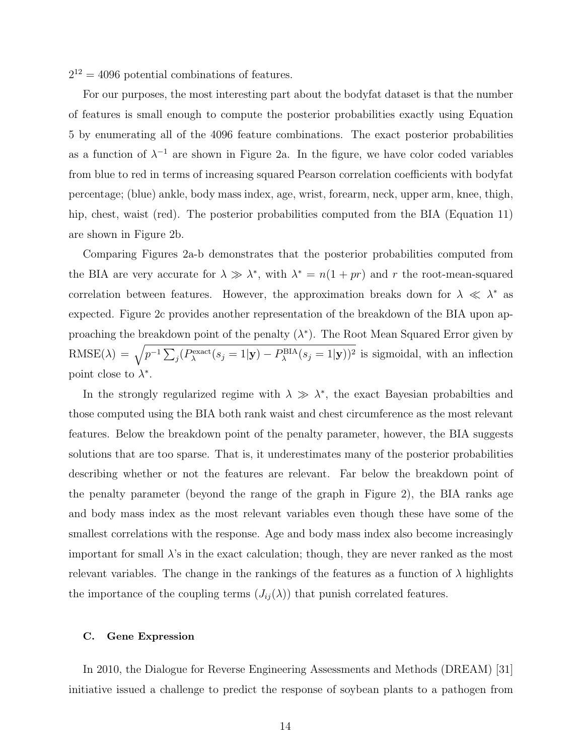$2^{12} = 4096$ potential combinations of features.

For our purposes, the most interesting part about the bodyfat dataset is that the number of features is small enough to compute the posterior probabilities exactly using Equation 5 by enumerating all of the 4096 feature combinations. The exact posterior probabilities as a function of $\lambda^{-1}$ are shown in Figure 2a. In the figure, we have color coded variables from blue to red in terms of increasing squared Pearson correlation coefficients with bodyfat percentage; (blue) ankle, body mass index, age, wrist, forearm, neck, upper arm, knee, thigh, hip, chest, waist (red). The posterior probabilities computed from the BIA (Equation 11) are shown in Figure 2b.

Comparing Figures 2a-b demonstrates that the posterior probabilities computed from the BIA are very accurate for $\lambda \gg \lambda^*$, with $\lambda^* = n(1 + pr)$ and $r$ the root-mean-squared correlation between features. However, the approximation breaks down for $\lambda \ll \lambda^*$ as expected. Figure 2c provides another representation of the breakdown of the BIA upon approaching the breakdown point of the penalty ($\lambda^*$). The Root Mean Squared Error given by $\text{RMSE}(\lambda) = \sqrt{p^{-1} \sum_j (P_\lambda^{\text{exact}}(s_j = 1|\mathbf{y}) - P_\lambda^{\text{BIA}}(s_j = 1|\mathbf{y}))^2}$ is sigmoidal, with an inflection point close to $\lambda^*$.

In the strongly regularized regime with $\lambda \gg \lambda^*$, the exact Bayesian probabilties and those computed using the BIA both rank waist and chest circumference as the most relevant features. Below the breakdown point of the penalty parameter, however, the BIA suggests solutions that are too sparse. That is, it underestimates many of the posterior probabilities describing whether or not the features are relevant. Far below the breakdown point of the penalty parameter (beyond the range of the graph in Figure 2), the BIA ranks age and body mass index as the most relevant variables even though these have some of the smallest correlations with the response. Age and body mass index also become increasingly important for small $\lambda$'s in the exact calculation; though, they are never ranked as the most relevant variables. The change in the rankings of the features as a function of $\lambda$ highlights the importance of the coupling terms ($J_{ij}(\lambda)$) that punish correlated features.

### C. Gene Expression

In 2010, the Dialogue for Reverse Engineering Assessments and Methods (DREAM) [31] initiative issued a challenge to predict the response of soybean plants to a pathogen from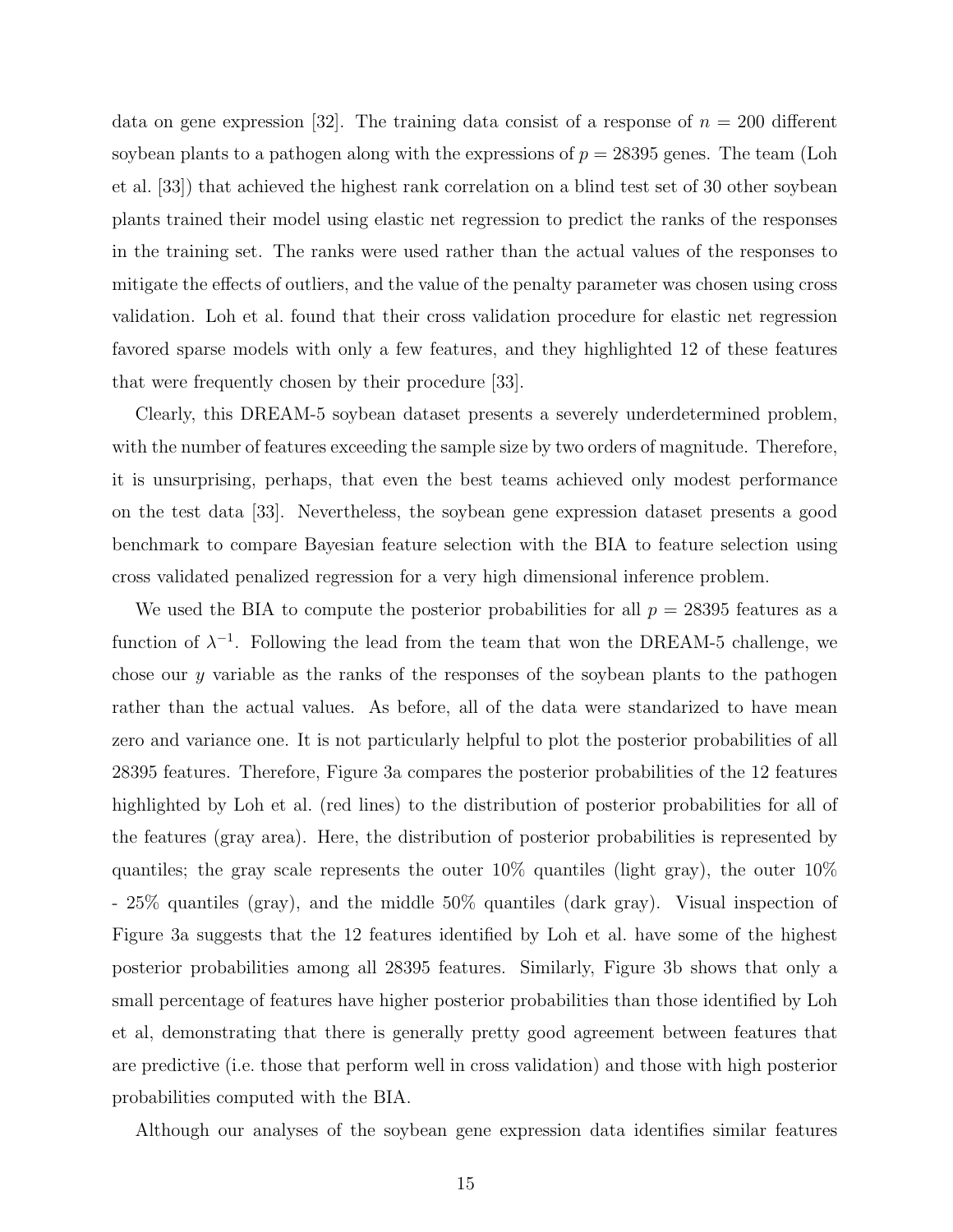data on gene expression [32]. The training data consist of a response of $n = 200$ different soybean plants to a pathogen along with the expressions of $p = 28395$ genes. The team (Loh et al. [33]) that achieved the highest rank correlation on a blind test set of 30 other soybean plants trained their model using elastic net regression to predict the ranks of the responses in the training set. The ranks were used rather than the actual values of the responses to mitigate the effects of outliers, and the value of the penalty parameter was chosen using cross validation. Loh et al. found that their cross validation procedure for elastic net regression favored sparse models with only a few features, and they highlighted 12 of these features that were frequently chosen by their procedure [33].

Clearly, this DREAM-5 soybean dataset presents a severely underdetermined problem, with the number of features exceeding the sample size by two orders of magnitude. Therefore, it is unsurprising, perhaps, that even the best teams achieved only modest performance on the test data [33]. Nevertheless, the soybean gene expression dataset presents a good benchmark to compare Bayesian feature selection with the BIA to feature selection using cross validated penalized regression for a very high dimensional inference problem.

We used the BIA to compute the posterior probabilities for all $p = 28395$ features as a function of $\lambda^{-1}$. Following the lead from the team that won the DREAM-5 challenge, we chose our $y$ variable as the ranks of the responses of the soybean plants to the pathogen rather than the actual values. As before, all of the data were standarized to have mean zero and variance one. It is not particularly helpful to plot the posterior probabilities of all 28395 features. Therefore, Figure 3a compares the posterior probabilities of the 12 features highlighted by Loh et al. (red lines) to the distribution of posterior probabilities for all of the features (gray area). Here, the distribution of posterior probabilities is represented by quantiles; the gray scale represents the outer 10% quantiles (light gray), the outer 10% - 25% quantiles (gray), and the middle 50% quantiles (dark gray). Visual inspection of Figure 3a suggests that the 12 features identified by Loh et al. have some of the highest posterior probabilities among all 28395 features. Similarly, Figure 3b shows that only a small percentage of features have higher posterior probabilities than those identified by Loh et al, demonstrating that there is generally pretty good agreement between features that are predictive (i.e. those that perform well in cross validation) and those with high posterior probabilities computed with the BIA.

Although our analyses of the soybean gene expression data identifies similar features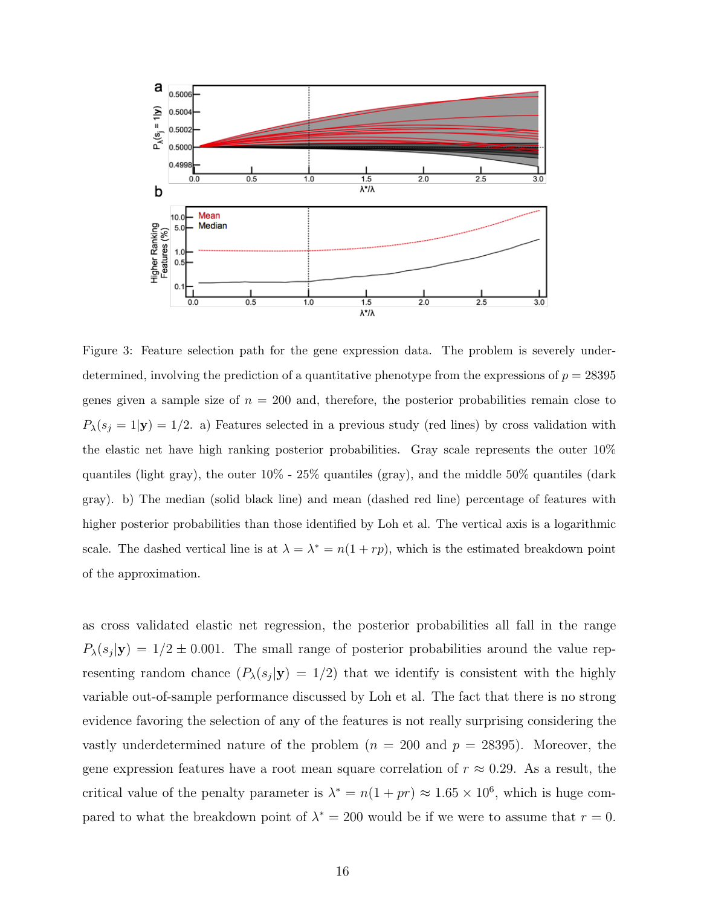Figure 3: Feature selection path for the gene expression data. The problem is severely underdetermined, involving the prediction of a quantitative phenotype from the expressions of $p = 28395$ genes given a sample size of $n = 200$ and, therefore, the posterior probabilities remain close to $P_\lambda(s_j = 1|\mathbf{y}) = 1/2$. a) Features selected in a previous study (red lines) by cross validation with the elastic net have high ranking posterior probabilities. Gray scale represents the outer 10% quantiles (light gray), the outer 10% - 25% quantiles (gray), and the middle 50% quantiles (dark gray). b) The median (solid black line) and mean (dashed red line) percentage of features with higher posterior probabilities than those identified by Loh et al. The vertical axis is a logarithmic scale. The dashed vertical line is at $\lambda = \lambda^* = n(1 + rp)$, which is the estimated breakdown point of the approximation.

as cross validated elastic net regression, the posterior probabilities all fall in the range $P_\lambda(s_j|\mathbf{y}) = 1/2 \pm 0.001$. The small range of posterior probabilities around the value representing random chance ($P_\lambda(s_j|\mathbf{y}) = 1/2$) that we identify is consistent with the highly variable out-of-sample performance discussed by Loh et al. The fact that there is no strong evidence favoring the selection of any of the features is not really surprising considering the vastly underdetermined nature of the problem ($n = 200$ and $p = 28395$). Moreover, the gene expression features have a root mean square correlation of $r \approx 0.29$. As a result, the critical value of the penalty parameter is $\lambda^* = n(1 + pr) \approx 1.65 \times 10^6$, which is huge compared to what the breakdown point of $\lambda^* = 200$ would be if we were to assume that $r = 0$.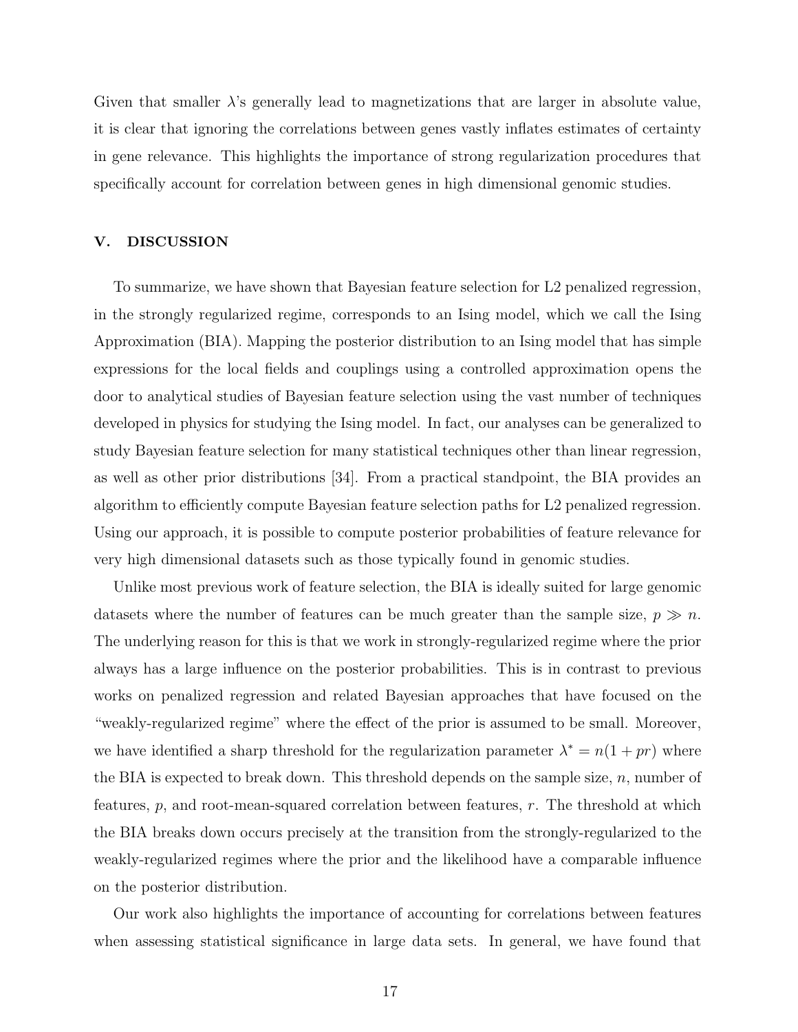Given that smaller $\lambda$'s generally lead to magnetizations that are larger in absolute value, it is clear that ignoring the correlations between genes vastly inflates estimates of certainty in gene relevance. This highlights the importance of strong regularization procedures that specifically account for correlation between genes in high dimensional genomic studies.

## V. DISCUSSION

To summarize, we have shown that Bayesian feature selection for L2 penalized regression, in the strongly regularized regime, corresponds to an Ising model, which we call the Ising Approximation (BIA). Mapping the posterior distribution to an Ising model that has simple expressions for the local fields and couplings using a controlled approximation opens the door to analytical studies of Bayesian feature selection using the vast number of techniques developed in physics for studying the Ising model. In fact, our analyses can be generalized to study Bayesian feature selection for many statistical techniques other than linear regression, as well as other prior distributions [34]. From a practical standpoint, the BIA provides an algorithm to efficiently compute Bayesian feature selection paths for L2 penalized regression. Using our approach, it is possible to compute posterior probabilities of feature relevance for very high dimensional datasets such as those typically found in genomic studies.

Unlike most previous work of feature selection, the BIA is ideally suited for large genomic datasets where the number of features can be much greater than the sample size, $p \gg n$. The underlying reason for this is that we work in strongly-regularized regime where the prior always has a large influence on the posterior probabilities. This is in contrast to previous works on penalized regression and related Bayesian approaches that have focused on the "weakly-regularized regime" where the effect of the prior is assumed to be small. Moreover, we have identified a sharp threshold for the regularization parameter $\lambda^* = n(1 + pr)$ where the BIA is expected to break down. This threshold depends on the sample size, $n$, number of features, $p$, and root-mean-squared correlation between features, $r$. The threshold at which the BIA breaks down occurs precisely at the transition from the strongly-regularized to the weakly-regularized regimes where the prior and the likelihood have a comparable influence on the posterior distribution.

Our work also highlights the importance of accounting for correlations between features when assessing statistical significance in large data sets. In general, we have found that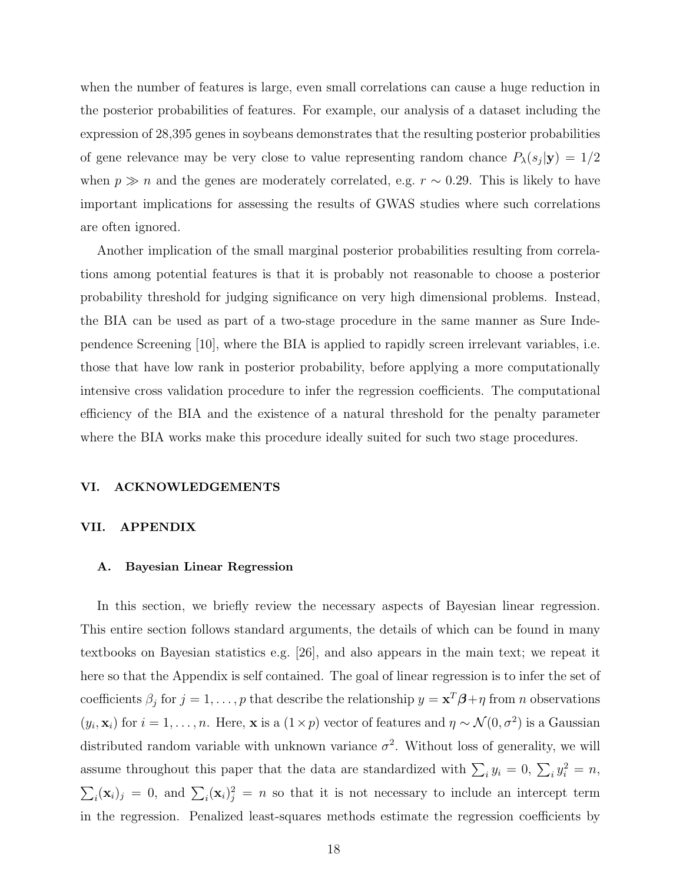when the number of features is large, even small correlations can cause a huge reduction in the posterior probabilities of features. For example, our analysis of a dataset including the expression of 28,395 genes in soybeans demonstrates that the resulting posterior probabilities of gene relevance may be very close to value representing random chance $P_\lambda(s_j|\mathbf{y}) = 1/2$ when $p \gg n$ and the genes are moderately correlated, e.g. $r \sim 0.29$. This is likely to have important implications for assessing the results of GWAS studies where such correlations are often ignored.

Another implication of the small marginal posterior probabilities resulting from correlations among potential features is that it is probably not reasonable to choose a posterior probability threshold for judging significance on very high dimensional problems. Instead, the BIA can be used as part of a two-stage procedure in the same manner as Sure Independence Screening [10], where the BIA is applied to rapidly screen irrelevant variables, i.e. those that have low rank in posterior probability, before applying a more computationally intensive cross validation procedure to infer the regression coefficients. The computational efficiency of the BIA and the existence of a natural threshold for the penalty parameter where the BIA works make this procedure ideally suited for such two stage procedures.

## VI. ACKNOWLEDGEMENTS

## VII. APPENDIX

### A. Bayesian Linear Regression

In this section, we briefly review the necessary aspects of Bayesian linear regression. This entire section follows standard arguments, the details of which can be found in many textbooks on Bayesian statistics e.g. [26], and also appears in the main text; we repeat it here so that the Appendix is self contained. The goal of linear regression is to infer the set of coefficients $\beta_j$ for $j = 1, \ldots, p$ that describe the relationship $y = \mathbf{x}^T\boldsymbol{\beta} + \eta$ from $n$ observations $(y_i, \mathbf{x}_i)$ for $i = 1, \ldots, n$. Here, $\mathbf{x}$ is a $(1 \times p)$ vector of features and $\eta \sim \mathcal{N}(0, \sigma^2)$ is a Gaussian distributed random variable with unknown variance $\sigma^2$. Without loss of generality, we will assume throughout this paper that the data are standardized with $\sum_i y_i = 0$, $\sum_i y_i^2 = n$, $\sum_i (\mathbf{x}_i)_j = 0$, and $\sum_i (\mathbf{x}_i)_j^2 = n$ so that it is not necessary to include an intercept term in the regression. Penalized least-squares methods estimate the regression coefficients by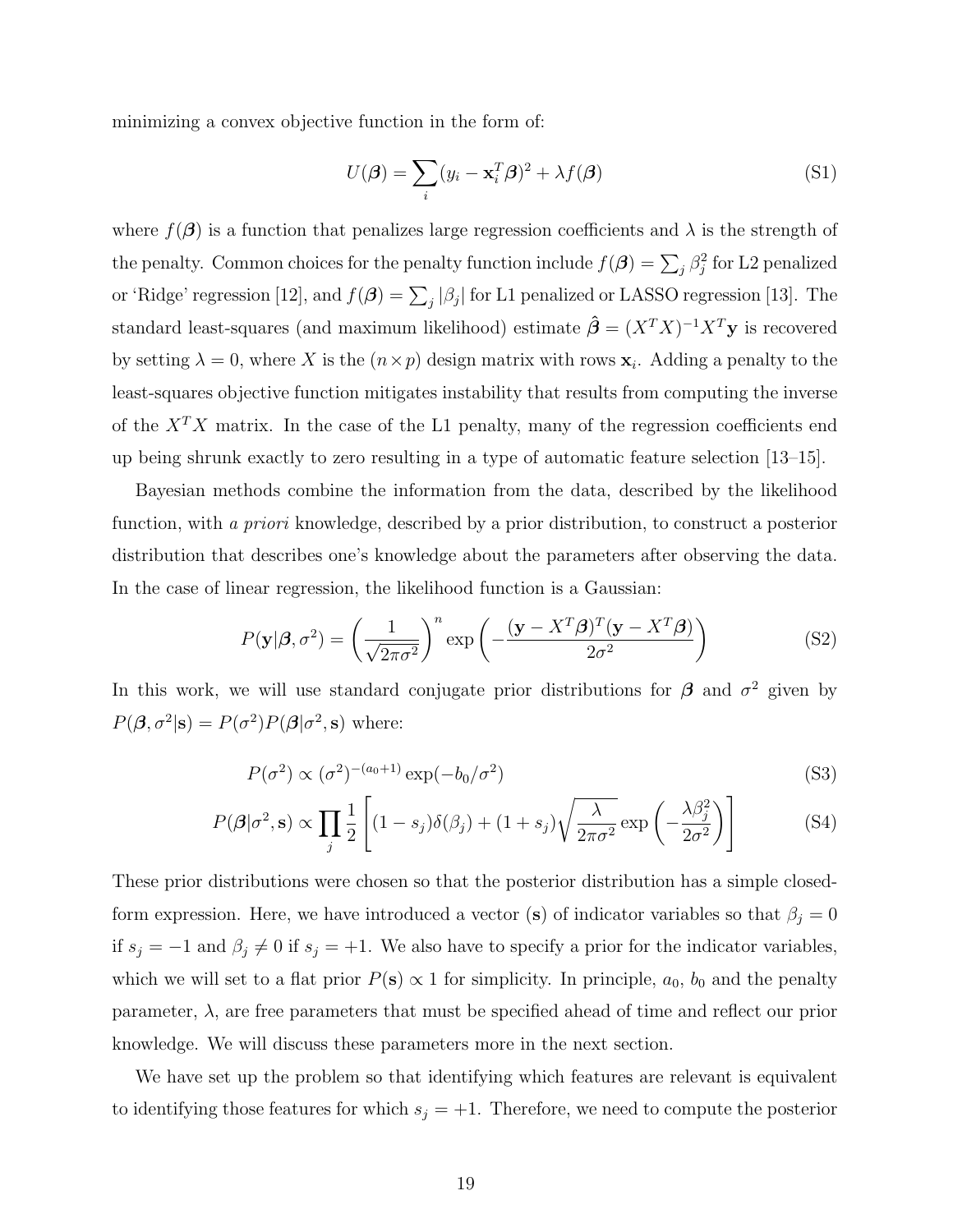minimizing a convex objective function in the form of:

$$U(\boldsymbol{\beta}) = \sum_i (y_i - \mathbf{x}_i^T \boldsymbol{\beta})^2 + \lambda f(\boldsymbol{\beta}) \tag{S1}$$

where $f(\boldsymbol{\beta})$ is a function that penalizes large regression coefficients and $\lambda$ is the strength of the penalty. Common choices for the penalty function include $f(\boldsymbol{\beta}) = \sum_j \beta_j^2$ for L2 penalized or 'Ridge' regression [12], and $f(\boldsymbol{\beta}) = \sum_j |\beta_j|$ for L1 penalized or LASSO regression [13]. The standard least-squares (and maximum likelihood) estimate $\hat{\boldsymbol{\beta}} = (X^T X)^{-1} X^T \mathbf{y}$ is recovered by setting $\lambda = 0$, where $X$ is the $(n \times p)$ design matrix with rows $\mathbf{x}_i$. Adding a penalty to the least-squares objective function mitigates instability that results from computing the inverse of the $X^T X$ matrix. In the case of the L1 penalty, many of the regression coefficients end up being shrunk exactly to zero resulting in a type of automatic feature selection [13–15].

Bayesian methods combine the information from the data, described by the likelihood function, with *a priori* knowledge, described by a prior distribution, to construct a posterior distribution that describes one's knowledge about the parameters after observing the data. In the case of linear regression, the likelihood function is a Gaussian:

$$P(\mathbf{y}|\boldsymbol{\beta}, \sigma^2) = \left( \frac{1}{\sqrt{2\pi\sigma^2}} \right)^n \exp\left( -\frac{(\mathbf{y} - X^T\boldsymbol{\beta})^T(\mathbf{y} - X^T\boldsymbol{\beta})}{2\sigma^2} \right) \tag{S2}$$

In this work, we will use standard conjugate prior distributions for $\boldsymbol{\beta}$ and $\sigma^2$ given by $P(\boldsymbol{\beta}, \sigma^2|\mathbf{s}) = P(\sigma^2)P(\boldsymbol{\beta}|\sigma^2, \mathbf{s})$ where:

$$P(\sigma^2) \propto (\sigma^2)^{-(a_0+1)} \exp(-b_0/\sigma^2) \tag{S3}$$

$$P(\boldsymbol{\beta}|\sigma^2, \mathbf{s}) \propto \prod_j \frac{1}{2} \left[ (1 - s_j)\delta(\beta_j) + (1 + s_j)\sqrt{\frac{\lambda}{2\pi\sigma^2}} \exp\left( -\frac{\lambda \beta_j^2}{2\sigma^2} \right) \right] \tag{S4}$$

These prior distributions were chosen so that the posterior distribution has a simple closed-form expression. Here, we have introduced a vector ($\mathbf{s}$) of indicator variables so that $\beta_j = 0$ if $s_j = -1$ and $\beta_j \neq 0$ if $s_j = +1$. We also have to specify a prior for the indicator variables, which we will set to a flat prior $P(\mathbf{s}) \propto 1$ for simplicity. In principle, $a_0$, $b_0$ and the penalty parameter, $\lambda$, are free parameters that must be specified ahead of time and reflect our prior knowledge. We will discuss these parameters more in the next section.

We have set up the problem so that identifying which features are relevant is equivalent to identifying those features for which $s_j = +1$. Therefore, we need to compute the posterior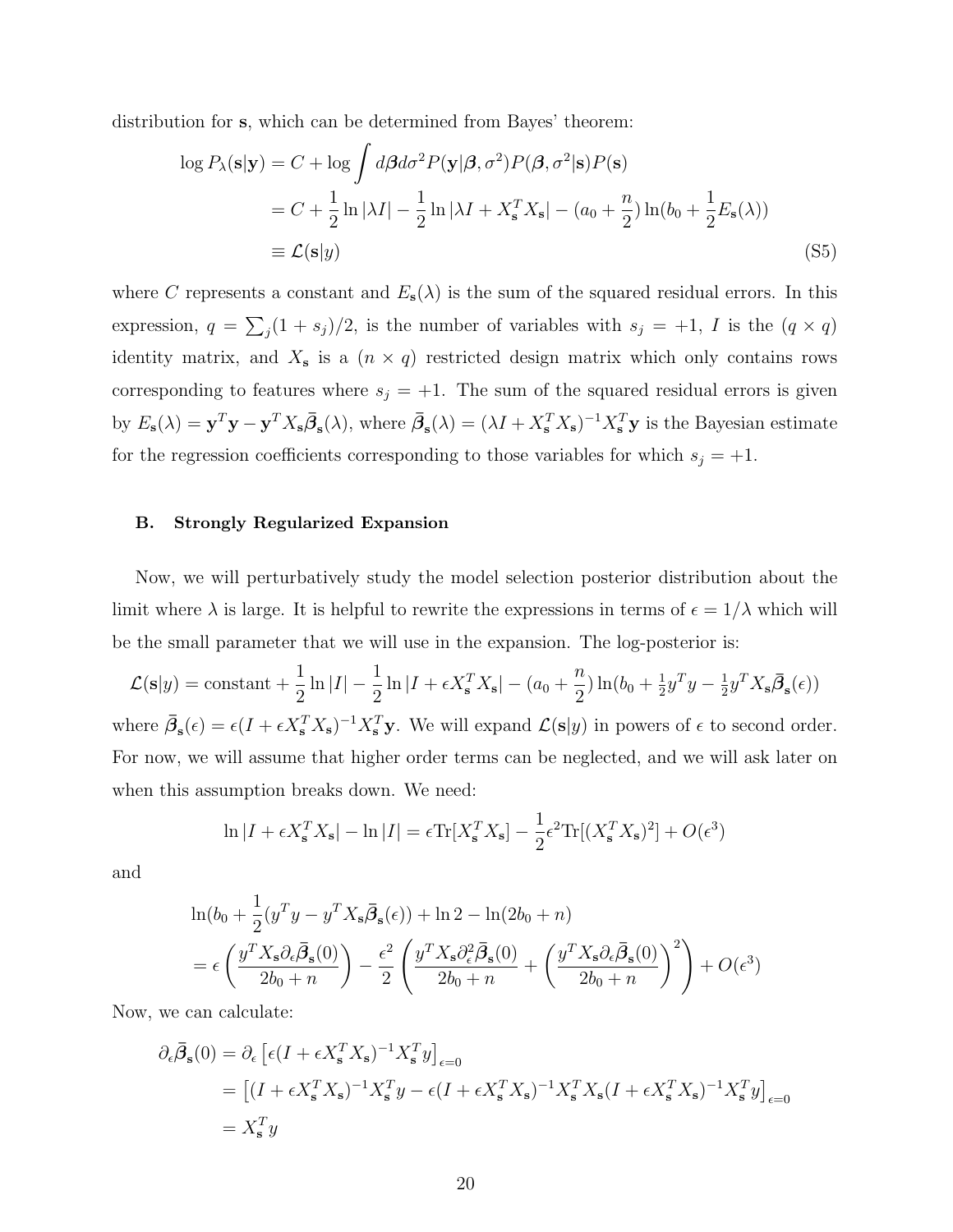distribution for $\mathbf{s}$, which can be determined from Bayes' theorem:

$$
\begin{aligned}
\log P_\lambda(\mathbf{s}|\mathbf{y}) &= C + \log \int d\boldsymbol{\beta} d\sigma^2 P(\mathbf{y}|\boldsymbol{\beta}, \sigma^2) P(\boldsymbol{\beta}, \sigma^2|\mathbf{s}) P(\mathbf{s}) \\
&= C + \frac{1}{2}\ln|\lambda I| - \frac{1}{2}\ln|\lambda I + X_{\mathbf{s}}^T X_{\mathbf{s}}| - (a_0 + \frac{n}{2})\ln(b_0 + \frac{1}{2}E_{\mathbf{s}}(\lambda)) \\
&\equiv \mathcal{L}(\mathbf{s}|y) \qquad\qquad\qquad\qquad\qquad\qquad\qquad\qquad\qquad\qquad\qquad\qquad\qquad\qquad \text{(S5)}
\end{aligned}
$$

where $C$ represents a constant and $E_{\mathbf{s}}(\lambda)$ is the sum of the squared residual errors. In this expression, $q = \sum_j (1 + s_j)/2$, is the number of variables with $s_j = +1$, $I$ is the $(q \times q)$ identity matrix, and $X_{\mathbf{s}}$ is a $(n \times q)$ restricted design matrix which only contains rows corresponding to features where $s_j = +1$. The sum of the squared residual errors is given by $E_{\mathbf{s}}(\lambda) = \mathbf{y}^T\mathbf{y} - \mathbf{y}^T X_{\mathbf{s}} \bar{\boldsymbol{\beta}}_{\mathbf{s}}(\lambda)$, where $\bar{\boldsymbol{\beta}}_{\mathbf{s}}(\lambda) = (\lambda I + X_{\mathbf{s}}^T X_{\mathbf{s}})^{-1} X_{\mathbf{s}}^T \mathbf{y}$ is the Bayesian estimate for the regression coefficients corresponding to those variables for which $s_j = +1$.

### B. Strongly Regularized Expansion

Now, we will perturbatively study the model selection posterior distribution about the limit where $\lambda$ is large. It is helpful to rewrite the expressions in terms of $\epsilon = 1/\lambda$ which will be the small parameter that we will use in the expansion. The log-posterior is:

$$
\mathcal{L}(\mathbf{s}|y) = \text{constant} + \frac{1}{2}\ln|I| - \frac{1}{2}\ln|I + \epsilon X_{\mathbf{s}}^T X_{\mathbf{s}}| - (a_0 + \frac{n}{2})\ln(b_0 + \tfrac{1}{2}y^T y - \tfrac{1}{2}y^T X_{\mathbf{s}} \bar{\boldsymbol{\beta}}_{\mathbf{s}}(\epsilon))
$$

where $\bar{\boldsymbol{\beta}}_{\mathbf{s}}(\epsilon) = \epsilon(I + \epsilon X_{\mathbf{s}}^T X_{\mathbf{s}})^{-1} X_{\mathbf{s}}^T \mathbf{y}$. We will expand $\mathcal{L}(\mathbf{s}|y)$ in powers of $\epsilon$ to second order. For now, we will assume that higher order terms can be neglected, and we will ask later on when this assumption breaks down. We need:

$$
\ln|I + \epsilon X_{\mathbf{s}}^T X_{\mathbf{s}}| - \ln|I| = \epsilon \mathrm{Tr}[X_{\mathbf{s}}^T X_{\mathbf{s}}] - \frac{1}{2}\epsilon^2 \mathrm{Tr}[(X_{\mathbf{s}}^T X_{\mathbf{s}})^2] + O(\epsilon^3)
$$

and

$$
\begin{aligned}
&\ln(b_0 + \frac{1}{2}(y^T y - y^T X_{\mathbf{s}} \bar{\boldsymbol{\beta}}_{\mathbf{s}}(\epsilon)) + \ln 2 - \ln(2b_0 + n) \\
&= \epsilon \left( \frac{y^T X_{\mathbf{s}} \partial_\epsilon \bar{\boldsymbol{\beta}}_{\mathbf{s}}(0)}{2b_0 + n} \right) - \frac{\epsilon^2}{2} \left( \frac{y^T X_{\mathbf{s}} \partial_\epsilon^2 \bar{\boldsymbol{\beta}}_{\mathbf{s}}(0)}{2b_0 + n} + \left( \frac{y^T X_{\mathbf{s}} \partial_\epsilon \bar{\boldsymbol{\beta}}_{\mathbf{s}}(0)}{2b_0 + n} \right)^2 \right) + O(\epsilon^3)
\end{aligned}
$$

Now, we can calculate:

$$
\begin{aligned}
\partial_\epsilon \bar{\boldsymbol{\beta}}_{\mathbf{s}}(0) &= \partial_\epsilon \left[ \epsilon(I + \epsilon X_{\mathbf{s}}^T X_{\mathbf{s}})^{-1} X_{\mathbf{s}}^T y \right]_{\epsilon=0} \\
&= \left[ (I + \epsilon X_{\mathbf{s}}^T X_{\mathbf{s}})^{-1} X_{\mathbf{s}}^T y - \epsilon(I + \epsilon X_{\mathbf{s}}^T X_{\mathbf{s}})^{-1} X_{\mathbf{s}}^T X_{\mathbf{s}} (I + \epsilon X_{\mathbf{s}}^T X_{\mathbf{s}})^{-1} X_{\mathbf{s}}^T y \right]_{\epsilon=0} \\
&= X_{\mathbf{s}}^T y
\end{aligned}
$$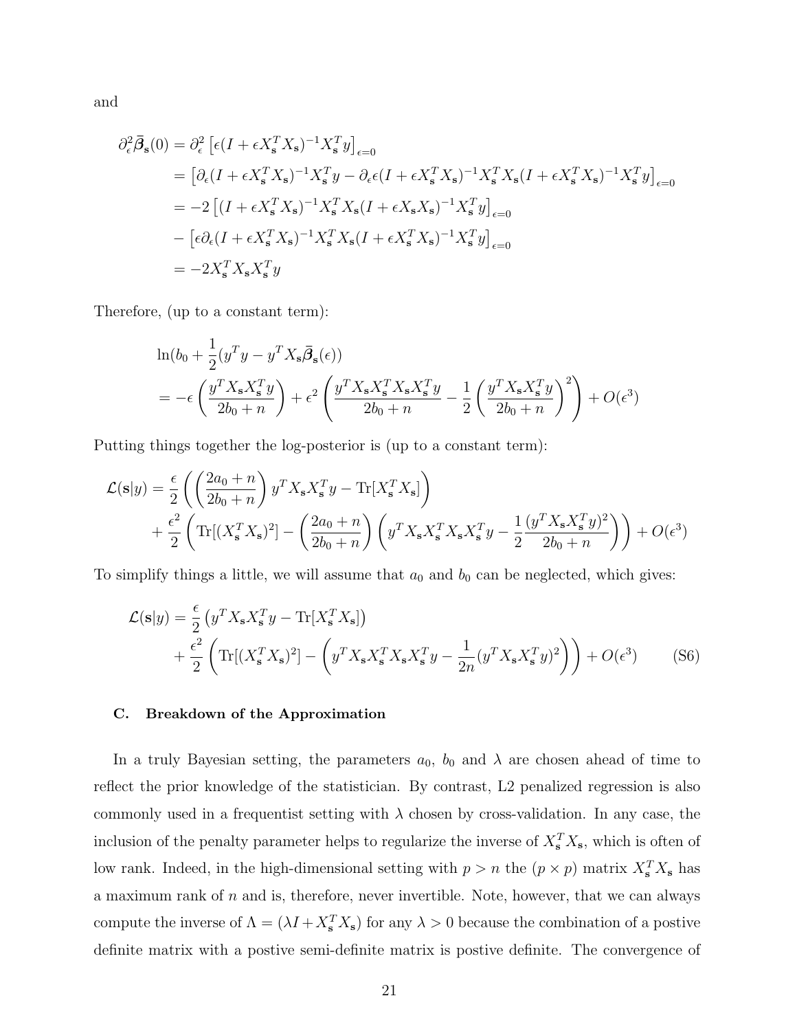and

$$
\begin{aligned}
\partial_\epsilon^2 \bar{\boldsymbol{\beta}}_{\mathbf{s}}(0) &= \partial_\epsilon^2 \left[\epsilon(I + \epsilon X_{\mathbf{s}}^T X_{\mathbf{s}})^{-1} X_{\mathbf{s}}^T y\right]_{\epsilon=0} \\
&= \left[\partial_\epsilon (I + \epsilon X_{\mathbf{s}}^T X_{\mathbf{s}})^{-1} X_{\mathbf{s}}^T y - \partial_\epsilon \epsilon (I + \epsilon X_{\mathbf{s}}^T X_{\mathbf{s}})^{-1} X_{\mathbf{s}}^T X_{\mathbf{s}} (I + \epsilon X_{\mathbf{s}}^T X_{\mathbf{s}})^{-1} X_{\mathbf{s}}^T y\right]_{\epsilon=0} \\
&= -2\left[(I + \epsilon X_{\mathbf{s}}^T X_{\mathbf{s}})^{-1} X_{\mathbf{s}}^T X_{\mathbf{s}} (I + \epsilon X_{\mathbf{s}} X_{\mathbf{s}})^{-1} X_{\mathbf{s}}^T y\right]_{\epsilon=0} \\
&\quad - \left[\epsilon \partial_\epsilon (I + \epsilon X_{\mathbf{s}}^T X_{\mathbf{s}})^{-1} X_{\mathbf{s}}^T X_{\mathbf{s}} (I + \epsilon X_{\mathbf{s}}^T X_{\mathbf{s}})^{-1} X_{\mathbf{s}}^T y\right]_{\epsilon=0} \\
&= -2 X_{\mathbf{s}}^T X_{\mathbf{s}} X_{\mathbf{s}}^T y
\end{aligned}
$$

Therefore, (up to a constant term):

$$
\begin{aligned}
&\ln(b_0 + \frac{1}{2}(y^T y - y^T X_{\mathbf{s}} \bar{\boldsymbol{\beta}}_{\mathbf{s}}(\epsilon)) \\
&= -\epsilon \left(\frac{y^T X_{\mathbf{s}} X_{\mathbf{s}}^T y}{2b_0 + n}\right) + \epsilon^2 \left(\frac{y^T X_{\mathbf{s}} X_{\mathbf{s}}^T X_{\mathbf{s}} X_{\mathbf{s}}^T y}{2b_0 + n} - \frac{1}{2}\left(\frac{y^T X_{\mathbf{s}} X_{\mathbf{s}}^T y}{2b_0 + n}\right)^2\right) + O(\epsilon^3)
\end{aligned}
$$

Putting things together the log-posterior is (up to a constant term):

$$
\begin{aligned}
\mathcal{L}(\mathbf{s}|y) &= \frac{\epsilon}{2}\left(\left(\frac{2a_0 + n}{2b_0 + n}\right) y^T X_{\mathbf{s}} X_{\mathbf{s}}^T y - \mathrm{Tr}[X_{\mathbf{s}}^T X_{\mathbf{s}}]\right) \\
&\quad + \frac{\epsilon^2}{2}\left(\mathrm{Tr}[(X_{\mathbf{s}}^T X_{\mathbf{s}})^2] - \left(\frac{2a_0 + n}{2b_0 + n}\right)\left(y^T X_{\mathbf{s}} X_{\mathbf{s}}^T X_{\mathbf{s}} X_{\mathbf{s}}^T y - \frac{1}{2}\frac{(y^T X_{\mathbf{s}} X_{\mathbf{s}}^T y)^2}{2b_0 + n}\right)\right) + O(\epsilon^3)
\end{aligned}
$$

To simplify things a little, we will assume that $a_0$ and $b_0$ can be neglected, which gives:

$$
\begin{aligned}
\mathcal{L}(\mathbf{s}|y) &= \frac{\epsilon}{2}\left(y^T X_{\mathbf{s}} X_{\mathbf{s}}^T y - \mathrm{Tr}[X_{\mathbf{s}}^T X_{\mathbf{s}}]\right) \\
&\quad + \frac{\epsilon^2}{2}\left(\mathrm{Tr}[(X_{\mathbf{s}}^T X_{\mathbf{s}})^2] - \left(y^T X_{\mathbf{s}} X_{\mathbf{s}}^T X_{\mathbf{s}} X_{\mathbf{s}}^T y - \frac{1}{2n}(y^T X_{\mathbf{s}} X_{\mathbf{s}}^T y)^2\right)\right) + O(\epsilon^3) \qquad \text{(S6)}
\end{aligned}
$$

### C. Breakdown of the Approximation

In a truly Bayesian setting, the parameters $a_0$, $b_0$ and $\lambda$ are chosen ahead of time to reflect the prior knowledge of the statistician. By contrast, L2 penalized regression is also commonly used in a frequentist setting with $\lambda$ chosen by cross-validation. In any case, the inclusion of the penalty parameter helps to regularize the inverse of $X_{\mathbf{s}}^T X_{\mathbf{s}}$, which is often of low rank. Indeed, in the high-dimensional setting with $p > n$ the $(p \times p)$ matrix $X_{\mathbf{s}}^T X_{\mathbf{s}}$ has a maximum rank of $n$ and is, therefore, never invertible. Note, however, that we can always compute the inverse of $\Lambda = (\lambda I + X_{\mathbf{s}}^T X_{\mathbf{s}})$ for any $\lambda > 0$ because the combination of a postive definite matrix with a postive semi-definite matrix is postive definite. The convergence of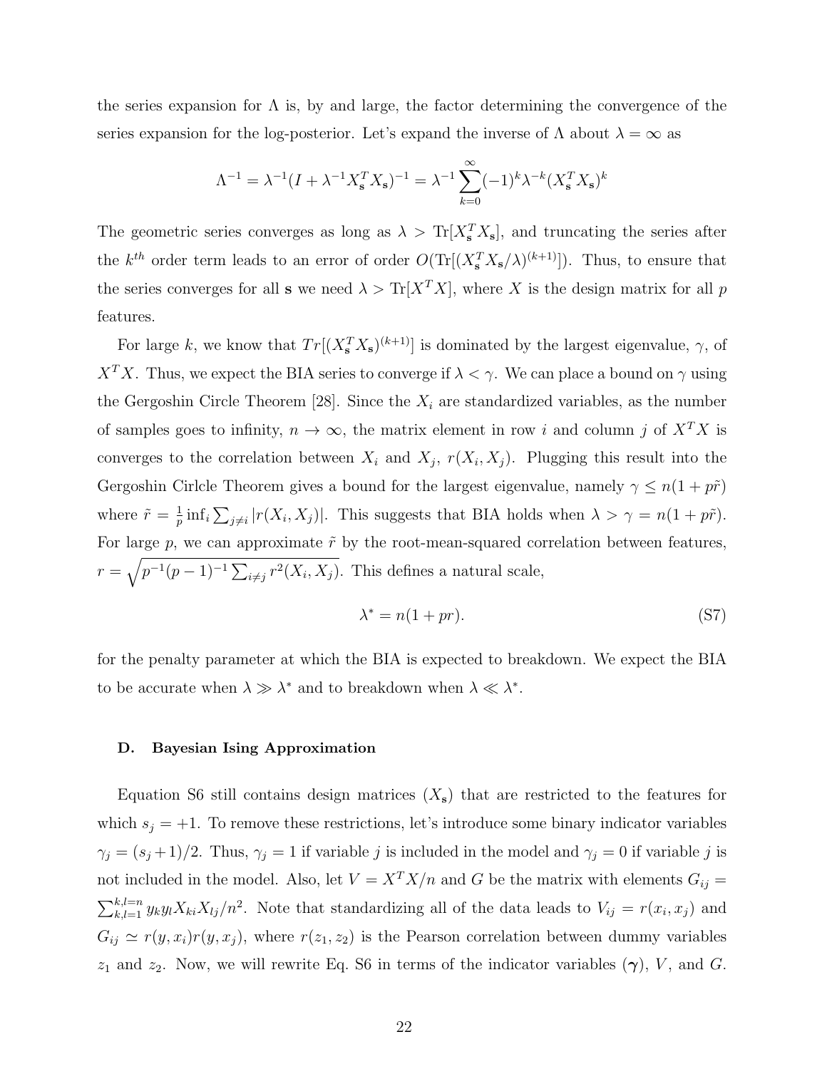the series expansion for $\Lambda$ is, by and large, the factor determining the convergence of the series expansion for the log-posterior. Let's expand the inverse of $\Lambda$ about $\lambda = \infty$ as

$$\Lambda^{-1} = \lambda^{-1}(I + \lambda^{-1} X_{\mathbf{s}}^T X_{\mathbf{s}})^{-1} = \lambda^{-1} \sum_{k=0}^{\infty} (-1)^k \lambda^{-k} (X_{\mathbf{s}}^T X_{\mathbf{s}})^k$$

The geometric series converges as long as $\lambda > \mathrm{Tr}[X_{\mathbf{s}}^T X_{\mathbf{s}}]$, and truncating the series after the $k^{th}$ order term leads to an error of order $O(\mathrm{Tr}[(X_{\mathbf{s}}^T X_{\mathbf{s}}/\lambda)^{(k+1)}])$. Thus, to ensure that the series converges for all $\mathbf{s}$ we need $\lambda > \mathrm{Tr}[X^T X]$, where $X$ is the design matrix for all $p$ features.

For large $k$, we know that $Tr[(X_{\mathbf{s}}^T X_{\mathbf{s}})^{(k+1)}]$ is dominated by the largest eigenvalue, $\gamma$, of $X^T X$. Thus, we expect the BIA series to converge if $\lambda < \gamma$. We can place a bound on $\gamma$ using the Gergoshin Circle Theorem [28]. Since the $X_i$ are standardized variables, as the number of samples goes to infinity, $n \to \infty$, the matrix element in row $i$ and column $j$ of $X^T X$ is converges to the correlation between $X_i$ and $X_j$, $r(X_i, X_j)$. Plugging this result into the Gergoshin Cirlcle Theorem gives a bound for the largest eigenvalue, namely $\gamma \leq n(1 + p\tilde{r})$ where $\tilde{r} = \frac{1}{p} \inf_i \sum_{j \neq i} |r(X_i, X_j)|$. This suggests that BIA holds when $\lambda > \gamma = n(1 + p\tilde{r})$. For large $p$, we can approximate $\tilde{r}$ by the root-mean-squared correlation between features, $r = \sqrt{p^{-1}(p-1)^{-1} \sum_{i \neq j} r^2(X_i, X_j)}$. This defines a natural scale,

$$\lambda^* = n(1 + pr). \tag{S7}$$

for the penalty parameter at which the BIA is expected to breakdown. We expect the BIA to be accurate when $\lambda \gg \lambda^*$ and to breakdown when $\lambda \ll \lambda^*$.

### D. Bayesian Ising Approximation

Equation S6 still contains design matrices ($X_{\mathbf{s}}$) that are restricted to the features for which $s_j = +1$. To remove these restrictions, let's introduce some binary indicator variables $\gamma_j = (s_j + 1)/2$. Thus, $\gamma_j = 1$ if variable $j$ is included in the model and $\gamma_j = 0$ if variable $j$ is not included in the model. Also, let $V = X^T X/n$ and $G$ be the matrix with elements $G_{ij} = \sum_{k,l=1}^{k,l=n} y_k y_l X_{ki} X_{lj}/n^2$. Note that standardizing all of the data leads to $V_{ij} = r(x_i, x_j)$ and $G_{ij} \simeq r(y, x_i) r(y, x_j)$, where $r(z_1, z_2)$ is the Pearson correlation between dummy variables $z_1$ and $z_2$. Now, we will rewrite Eq. S6 in terms of the indicator variables ($\boldsymbol{\gamma}$), $V$, and $G$.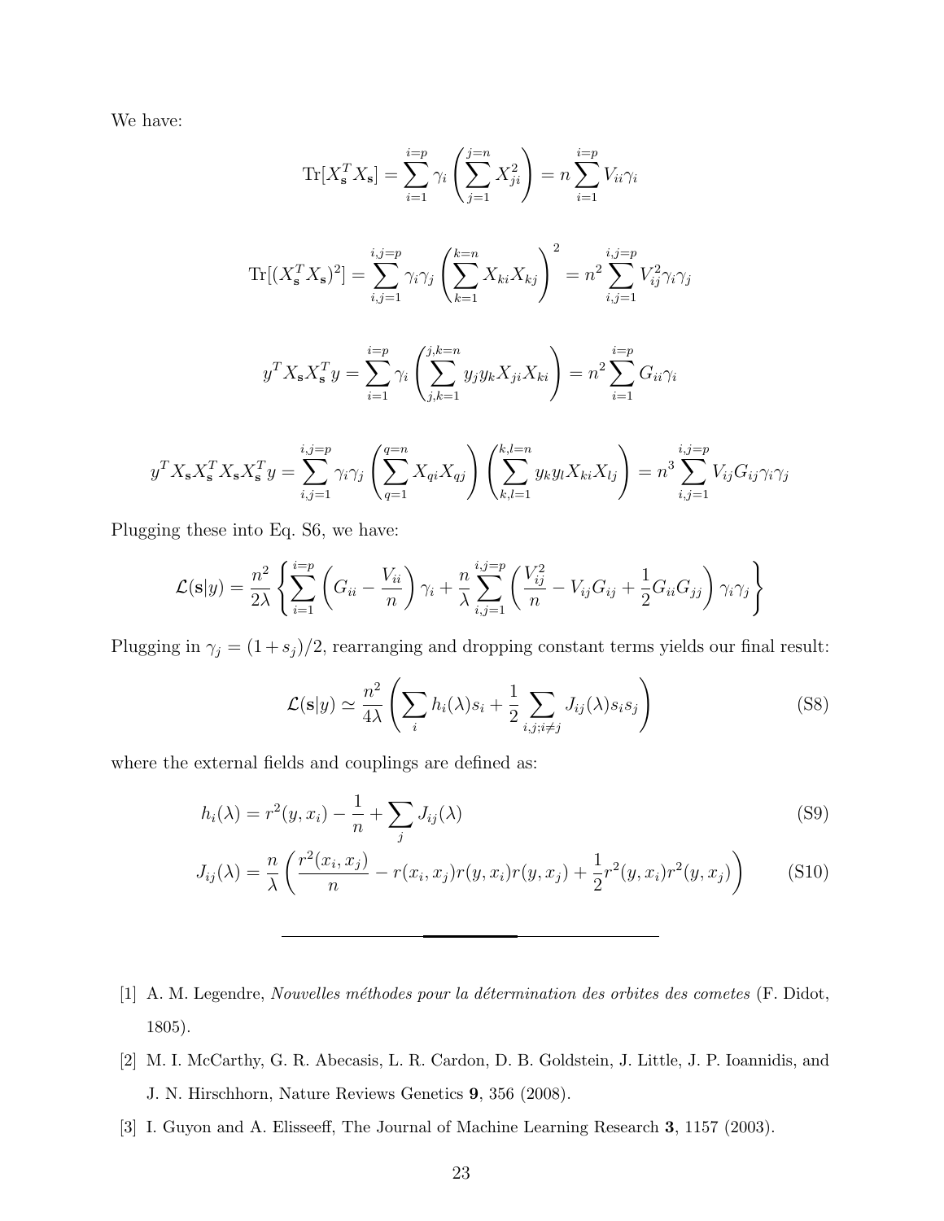We have:

$$\text{Tr}[X_{\mathbf{s}}^T X_{\mathbf{s}}] = \sum_{i=1}^{i=p} \gamma_i \left( \sum_{j=1}^{j=n} X_{ji}^2 \right) = n \sum_{i=1}^{i=p} V_{ii} \gamma_i$$

$$\text{Tr}[(X_{\mathbf{s}}^T X_{\mathbf{s}})^2] = \sum_{i,j=1}^{i,j=p} \gamma_i \gamma_j \left( \sum_{k=1}^{k=n} X_{ki} X_{kj} \right)^2 = n^2 \sum_{i,j=1}^{i,j=p} V_{ij}^2 \gamma_i \gamma_j$$

$$y^T X_{\mathbf{s}} X_{\mathbf{s}}^T y = \sum_{i=1}^{i=p} \gamma_i \left( \sum_{j,k=1}^{j,k=n} y_j y_k X_{ji} X_{ki} \right) = n^2 \sum_{i=1}^{i=p} G_{ii} \gamma_i$$

$$y^T X_{\mathbf{s}} X_{\mathbf{s}}^T X_{\mathbf{s}} X_{\mathbf{s}}^T y = \sum_{i,j=1}^{i,j=p} \gamma_i \gamma_j \left( \sum_{q=1}^{q=n} X_{qi} X_{qj} \right) \left( \sum_{k,l=1}^{k,l=n} y_k y_l X_{ki} X_{lj} \right) = n^3 \sum_{i,j=1}^{i,j=p} V_{ij} G_{ij} \gamma_i \gamma_j$$

Plugging these into Eq. S6, we have:

$$\mathcal{L}(\mathbf{s}|y) = \frac{n^2}{2\lambda} \left\{ \sum_{i=1}^{i=p} \left( G_{ii} - \frac{V_{ii}}{n} \right) \gamma_i + \frac{n}{\lambda} \sum_{i,j=1}^{i,j=p} \left( \frac{V_{ij}^2}{n} - V_{ij} G_{ij} + \frac{1}{2} G_{ii} G_{jj} \right) \gamma_i \gamma_j \right\}$$

Plugging in $\gamma_j = (1 + s_j)/2$, rearranging and dropping constant terms yields our final result:

$$\mathcal{L}(\mathbf{s}|y) \simeq \frac{n^2}{4\lambda} \left( \sum_i h_i(\lambda) s_i + \frac{1}{2} \sum_{i,j; i \neq j} J_{ij}(\lambda) s_i s_j \right) \tag{S8}$$

where the external fields and couplings are defined as:

$$h_i(\lambda) = r^2(y, x_i) - \frac{1}{n} + \sum_j J_{ij}(\lambda) \tag{S9}$$

$$J_{ij}(\lambda) = \frac{n}{\lambda} \left( \frac{r^2(x_i, x_j)}{n} - r(x_i, x_j) r(y, x_i) r(y, x_j) + \frac{1}{2} r^2(y, x_i) r^2(y, x_j) \right) \tag{S10}$$

---

[1] A. M. Legendre, *Nouvelles méthodes pour la détermination des orbites des cometes* (F. Didot, 1805).

[2] M. I. McCarthy, G. R. Abecasis, L. R. Cardon, D. B. Goldstein, J. Little, J. P. Ioannidis, and J. N. Hirschhorn, Nature Reviews Genetics **9**, 356 (2008).

[3] I. Guyon and A. Elisseeff, The Journal of Machine Learning Research **3**, 1157 (2003).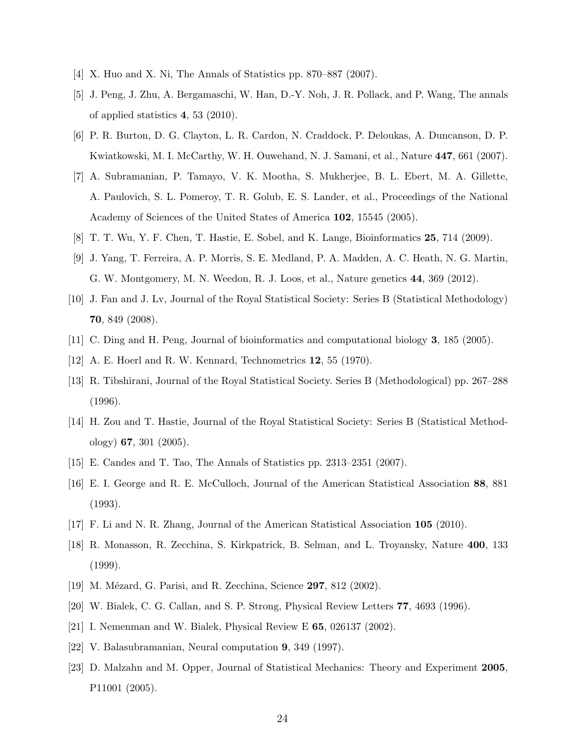[4] X. Huo and X. Ni, The Annals of Statistics pp. 870–887 (2007).

[5] J. Peng, J. Zhu, A. Bergamaschi, W. Han, D.-Y. Noh, J. R. Pollack, and P. Wang, The annals of applied statistics **4**, 53 (2010).

[6] P. R. Burton, D. G. Clayton, L. R. Cardon, N. Craddock, P. Deloukas, A. Duncanson, D. P. Kwiatkowski, M. I. McCarthy, W. H. Ouwehand, N. J. Samani, et al., Nature **447**, 661 (2007).

[7] A. Subramanian, P. Tamayo, V. K. Mootha, S. Mukherjee, B. L. Ebert, M. A. Gillette, A. Paulovich, S. L. Pomeroy, T. R. Golub, E. S. Lander, et al., Proceedings of the National Academy of Sciences of the United States of America **102**, 15545 (2005).

[8] T. T. Wu, Y. F. Chen, T. Hastie, E. Sobel, and K. Lange, Bioinformatics **25**, 714 (2009).

[9] J. Yang, T. Ferreira, A. P. Morris, S. E. Medland, P. A. Madden, A. C. Heath, N. G. Martin, G. W. Montgomery, M. N. Weedon, R. J. Loos, et al., Nature genetics **44**, 369 (2012).

[10] J. Fan and J. Lv, Journal of the Royal Statistical Society: Series B (Statistical Methodology) **70**, 849 (2008).

[11] C. Ding and H. Peng, Journal of bioinformatics and computational biology **3**, 185 (2005).

[12] A. E. Hoerl and R. W. Kennard, Technometrics **12**, 55 (1970).

[13] R. Tibshirani, Journal of the Royal Statistical Society. Series B (Methodological) pp. 267–288 (1996).

[14] H. Zou and T. Hastie, Journal of the Royal Statistical Society: Series B (Statistical Methodology) **67**, 301 (2005).

[15] E. Candes and T. Tao, The Annals of Statistics pp. 2313–2351 (2007).

[16] E. I. George and R. E. McCulloch, Journal of the American Statistical Association **88**, 881 (1993).

[17] F. Li and N. R. Zhang, Journal of the American Statistical Association **105** (2010).

[18] R. Monasson, R. Zecchina, S. Kirkpatrick, B. Selman, and L. Troyansky, Nature **400**, 133 (1999).

[19] M. Mézard, G. Parisi, and R. Zecchina, Science **297**, 812 (2002).

[20] W. Bialek, C. G. Callan, and S. P. Strong, Physical Review Letters **77**, 4693 (1996).

[21] I. Nemenman and W. Bialek, Physical Review E **65**, 026137 (2002).

[22] V. Balasubramanian, Neural computation **9**, 349 (1997).

[23] D. Malzahn and M. Opper, Journal of Statistical Mechanics: Theory and Experiment **2005**, P11001 (2005).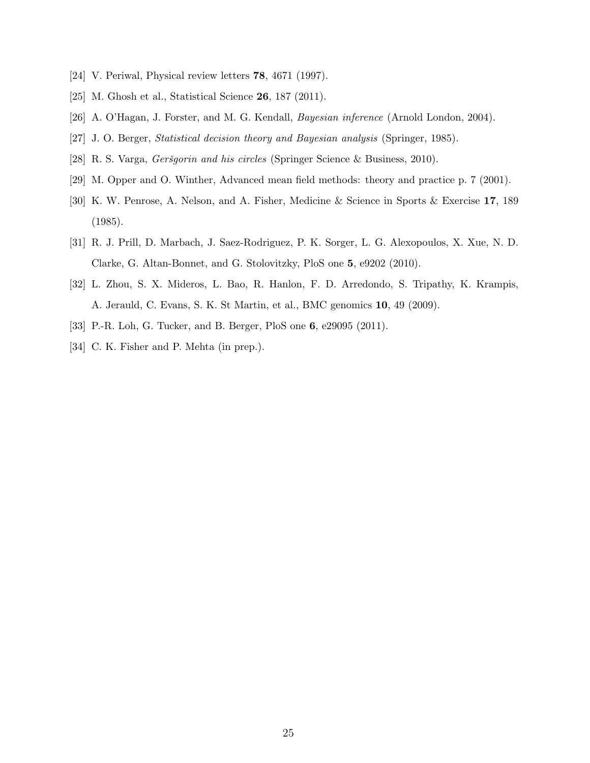[24] V. Periwal, Physical review letters **78**, 4671 (1997).

[25] M. Ghosh et al., Statistical Science **26**, 187 (2011).

[26] A. O'Hagan, J. Forster, and M. G. Kendall, *Bayesian inference* (Arnold London, 2004).

[27] J. O. Berger, *Statistical decision theory and Bayesian analysis* (Springer, 1985).

[28] R. S. Varga, *Geršgorin and his circles* (Springer Science & Business, 2010).

[29] M. Opper and O. Winther, Advanced mean field methods: theory and practice p. 7 (2001).

[30] K. W. Penrose, A. Nelson, and A. Fisher, Medicine & Science in Sports & Exercise **17**, 189 (1985).

[31] R. J. Prill, D. Marbach, J. Saez-Rodriguez, P. K. Sorger, L. G. Alexopoulos, X. Xue, N. D. Clarke, G. Altan-Bonnet, and G. Stolovitzky, PloS one **5**, e9202 (2010).

[32] L. Zhou, S. X. Mideros, L. Bao, R. Hanlon, F. D. Arredondo, S. Tripathy, K. Krampis, A. Jerauld, C. Evans, S. K. St Martin, et al., BMC genomics **10**, 49 (2009).

[33] P.-R. Loh, G. Tucker, and B. Berger, PloS one **6**, e29095 (2011).

[34] C. K. Fisher and P. Mehta (in prep.).